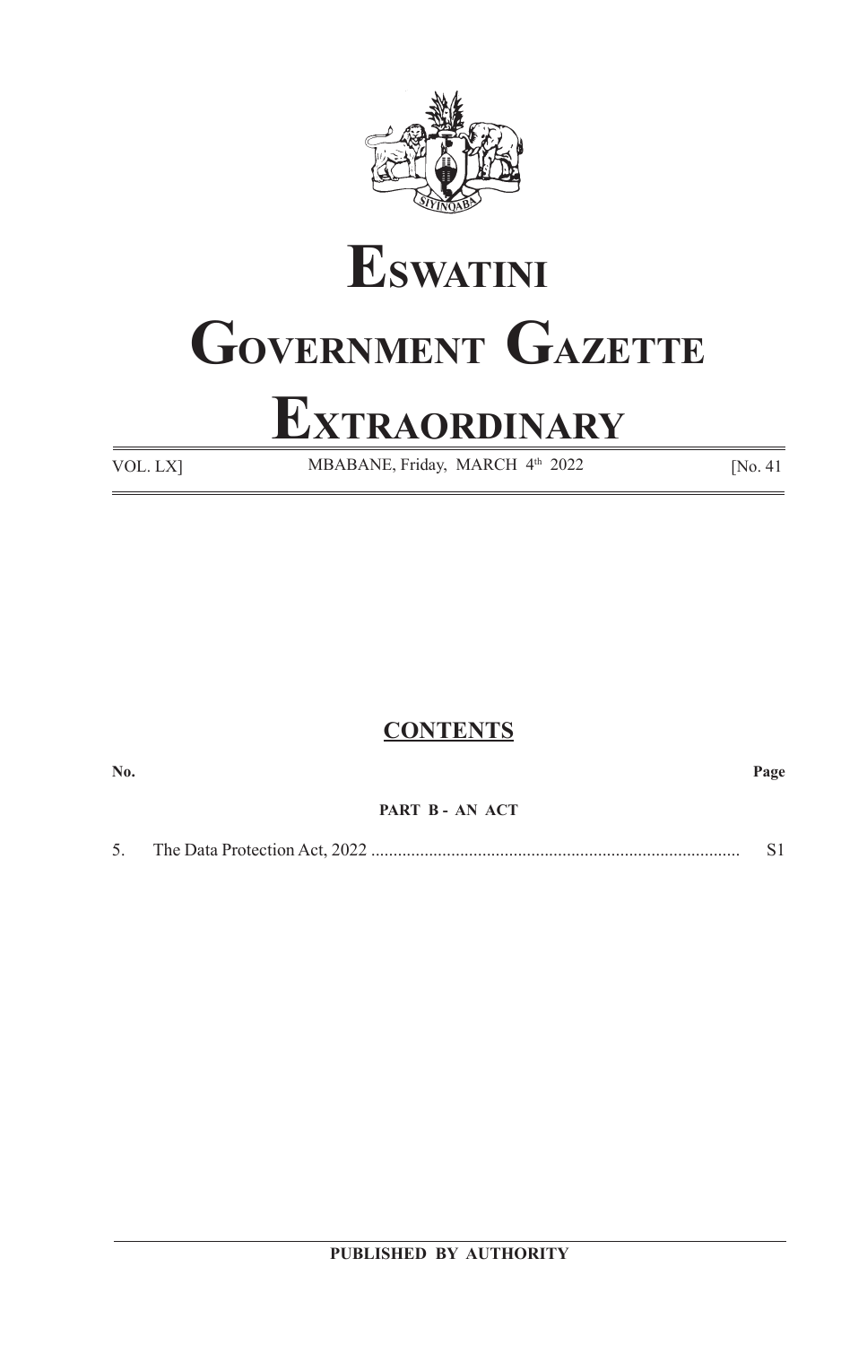# Eswatini

# Government Gazette

# Extraordinary

VOL. LX] MBABANE, Friday, MARCH 4th 2022 [No. 41

## CONTENTS

| No. | | Page |
|---|---|---|
| | **PART B - AN ACT** | |
| 5. | The Data Protection Act, 2022 | S1 |

**PUBLISHED BY AUTHORITY**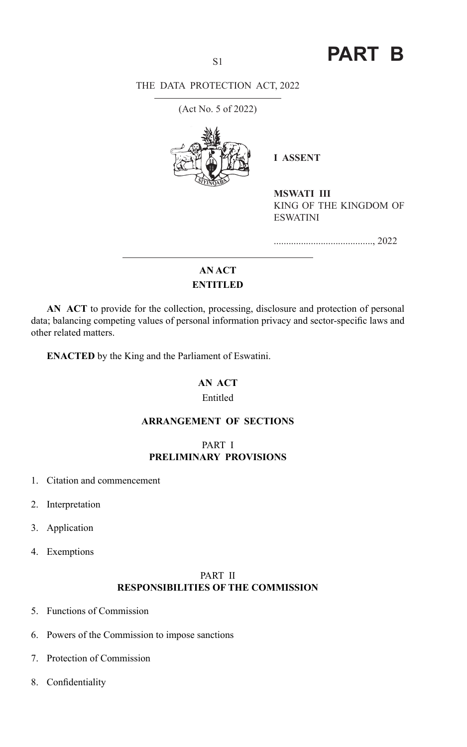# PART B

THE DATA PROTECTION ACT, 2022

(Act No. 5 of 2022)

**I ASSENT**

**MSWATI III**
KING OF THE KINGDOM OF ESWATINI

........................................, 2022

## AN ACT
## ENTITLED

**AN ACT** to provide for the collection, processing, disclosure and protection of personal data; balancing competing values of personal information privacy and sector-specific laws and other related matters.

**ENACTED** by the King and the Parliament of Eswatini.

**AN ACT**

Entitled

### ARRANGEMENT OF SECTIONS

PART I
**PRELIMINARY PROVISIONS**

1. Citation and commencement
2. Interpretation
3. Application
4. Exemptions

PART II
**RESPONSIBILITIES OF THE COMMISSION**

5. Functions of Commission
6. Powers of the Commission to impose sanctions
7. Protection of Commission
8. Confidentiality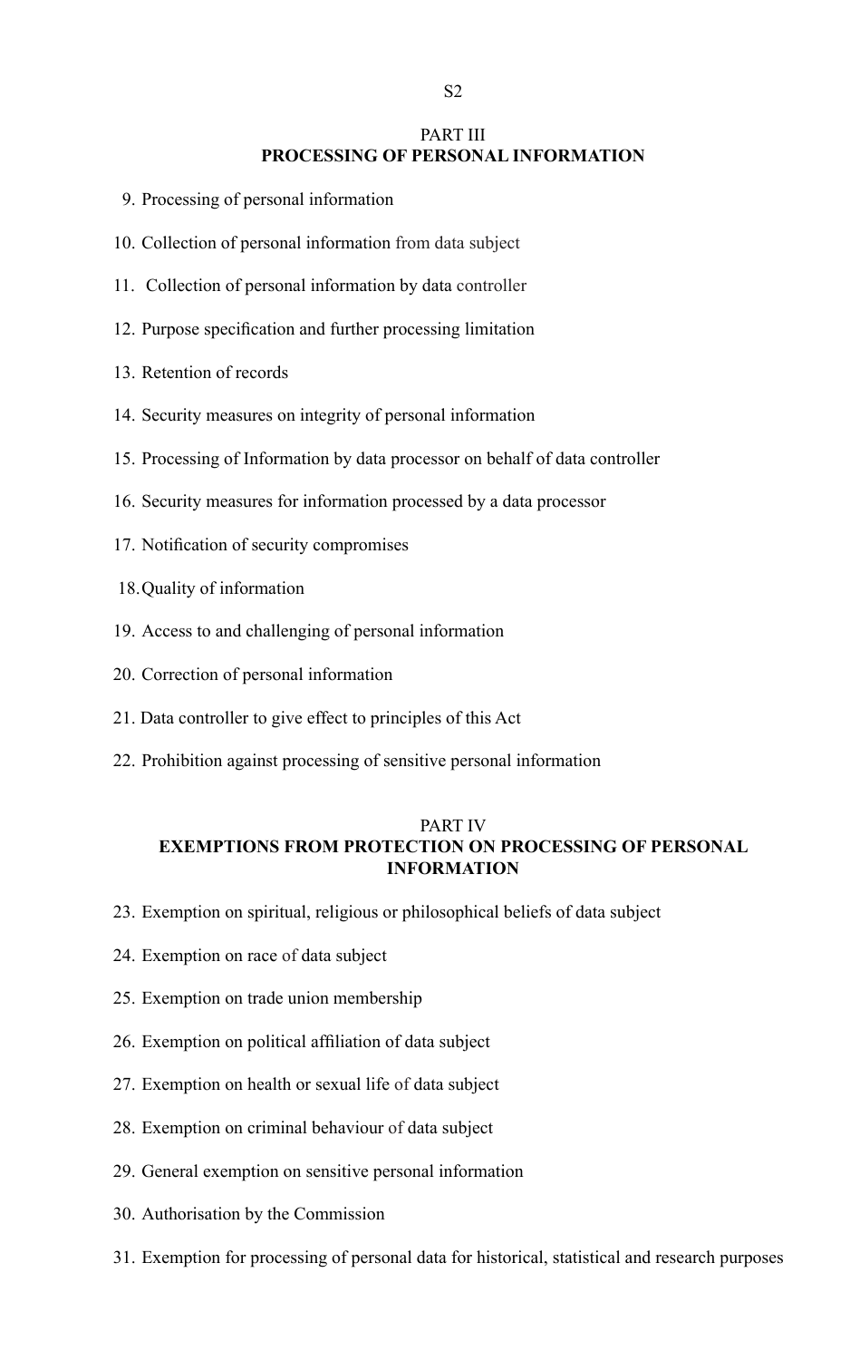## PART III
## PROCESSING OF PERSONAL INFORMATION

9. Processing of personal information

10. Collection of personal information from data subject

11. Collection of personal information by data controller

12. Purpose specification and further processing limitation

13. Retention of records

14. Security measures on integrity of personal information

15. Processing of Information by data processor on behalf of data controller

16. Security measures for information processed by a data processor

17. Notification of security compromises

18. Quality of information

19. Access to and challenging of personal information

20. Correction of personal information

21. Data controller to give effect to principles of this Act

22. Prohibition against processing of sensitive personal information

## PART IV
## EXEMPTIONS FROM PROTECTION ON PROCESSING OF PERSONAL INFORMATION

23. Exemption on spiritual, religious or philosophical beliefs of data subject

24. Exemption on race of data subject

25. Exemption on trade union membership

26. Exemption on political affiliation of data subject

27. Exemption on health or sexual life of data subject

28. Exemption on criminal behaviour of data subject

29. General exemption on sensitive personal information

30. Authorisation by the Commission

31. Exemption for processing of personal data for historical, statistical and research purposes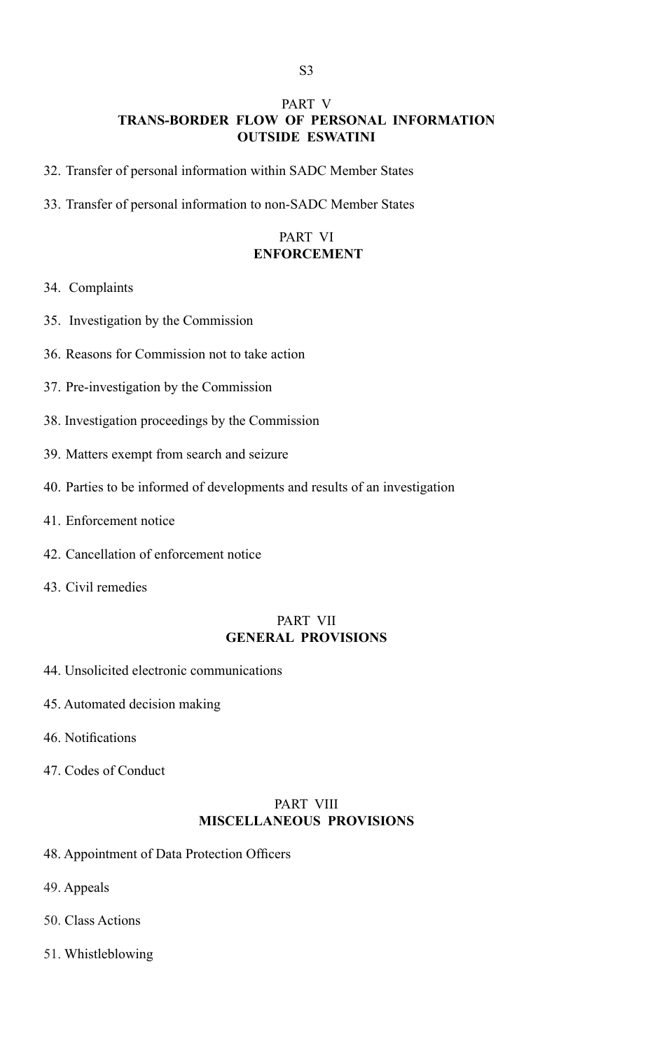## PART V
## TRANS-BORDER FLOW OF PERSONAL INFORMATION OUTSIDE ESWATINI

32. Transfer of personal information within SADC Member States

33. Transfer of personal information to non-SADC Member States

## PART VI
## ENFORCEMENT

34. Complaints

35. Investigation by the Commission

36. Reasons for Commission not to take action

37. Pre-investigation by the Commission

38. Investigation proceedings by the Commission

39. Matters exempt from search and seizure

40. Parties to be informed of developments and results of an investigation

41. Enforcement notice

42. Cancellation of enforcement notice

43. Civil remedies

## PART VII
## GENERAL PROVISIONS

44. Unsolicited electronic communications

45. Automated decision making

46. Notifications

47. Codes of Conduct

## PART VIII
## MISCELLANEOUS PROVISIONS

48. Appointment of Data Protection Officers

49. Appeals

50. Class Actions

51. Whistleblowing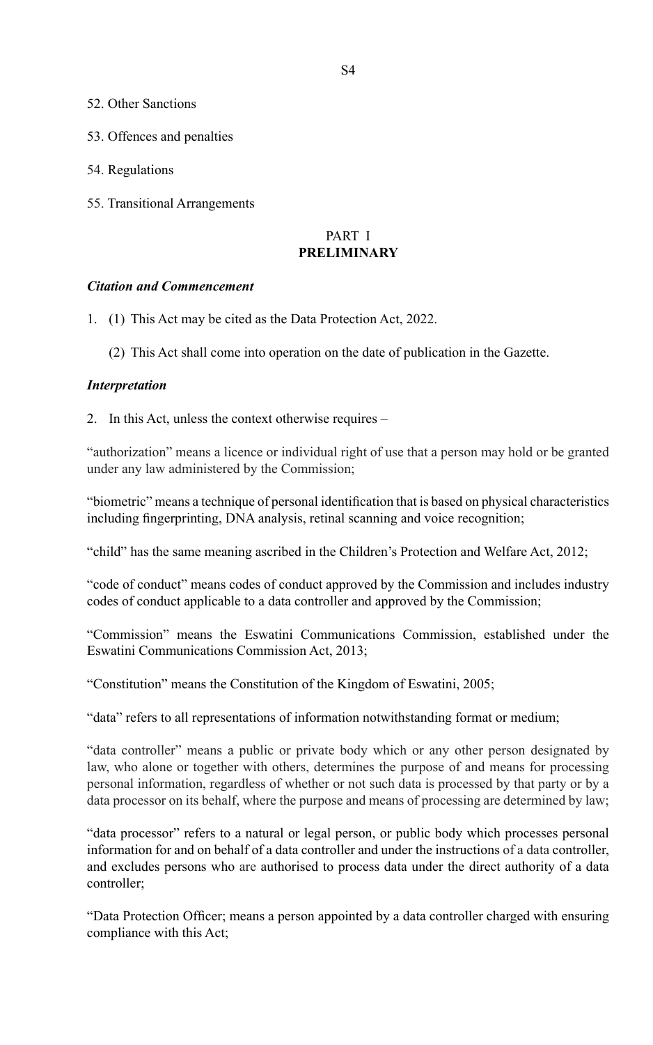52. Other Sanctions

53. Offences and penalties

54. Regulations

55. Transitional Arrangements

## PART I
## **PRELIMINARY**

***Citation and Commencement***

1. (1) This Act may be cited as the Data Protection Act, 2022.

   (2) This Act shall come into operation on the date of publication in the Gazette.

***Interpretation***

2. In this Act, unless the context otherwise requires –

"authorization" means a licence or individual right of use that a person may hold or be granted under any law administered by the Commission;

"biometric" means a technique of personal identification that is based on physical characteristics including fingerprinting, DNA analysis, retinal scanning and voice recognition;

"child" has the same meaning ascribed in the Children's Protection and Welfare Act, 2012;

"code of conduct" means codes of conduct approved by the Commission and includes industry codes of conduct applicable to a data controller and approved by the Commission;

"Commission" means the Eswatini Communications Commission, established under the Eswatini Communications Commission Act, 2013;

"Constitution" means the Constitution of the Kingdom of Eswatini, 2005;

"data" refers to all representations of information notwithstanding format or medium;

"data controller" means a public or private body which or any other person designated by law, who alone or together with others, determines the purpose of and means for processing personal information, regardless of whether or not such data is processed by that party or by a data processor on its behalf, where the purpose and means of processing are determined by law;

"data processor" refers to a natural or legal person, or public body which processes personal information for and on behalf of a data controller and under the instructions of a data controller, and excludes persons who are authorised to process data under the direct authority of a data controller;

"Data Protection Officer; means a person appointed by a data controller charged with ensuring compliance with this Act;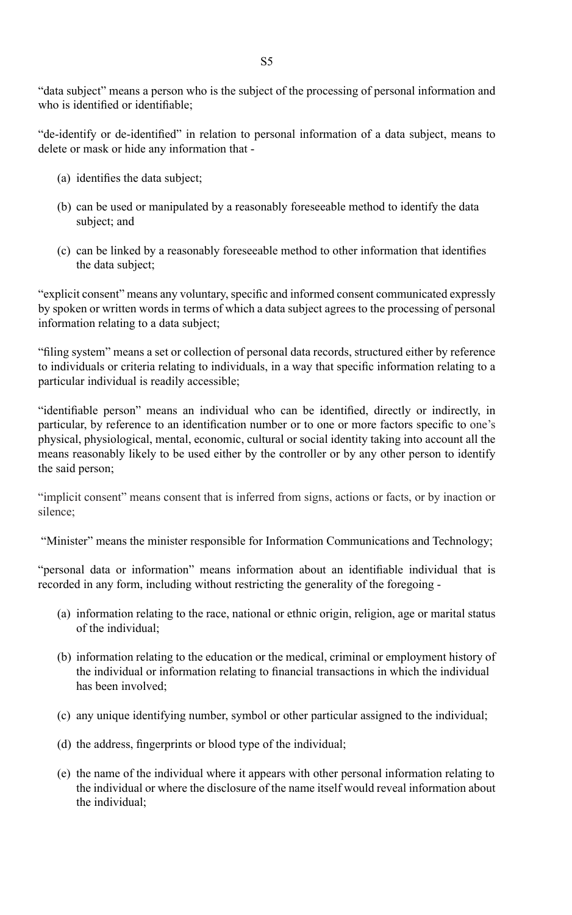"data subject" means a person who is the subject of the processing of personal information and who is identified or identifiable;

"de-identify or de-identified" in relation to personal information of a data subject, means to delete or mask or hide any information that -

(a) identifies the data subject;

(b) can be used or manipulated by a reasonably foreseeable method to identify the data subject; and

(c) can be linked by a reasonably foreseeable method to other information that identifies the data subject;

"explicit consent" means any voluntary, specific and informed consent communicated expressly by spoken or written words in terms of which a data subject agrees to the processing of personal information relating to a data subject;

"filing system" means a set or collection of personal data records, structured either by reference to individuals or criteria relating to individuals, in a way that specific information relating to a particular individual is readily accessible;

"identifiable person" means an individual who can be identified, directly or indirectly, in particular, by reference to an identification number or to one or more factors specific to one's physical, physiological, mental, economic, cultural or social identity taking into account all the means reasonably likely to be used either by the controller or by any other person to identify the said person;

"implicit consent" means consent that is inferred from signs, actions or facts, or by inaction or silence;

"Minister" means the minister responsible for Information Communications and Technology;

"personal data or information" means information about an identifiable individual that is recorded in any form, including without restricting the generality of the foregoing -

(a) information relating to the race, national or ethnic origin, religion, age or marital status of the individual;

(b) information relating to the education or the medical, criminal or employment history of the individual or information relating to financial transactions in which the individual has been involved;

(c) any unique identifying number, symbol or other particular assigned to the individual;

(d) the address, fingerprints or blood type of the individual;

(e) the name of the individual where it appears with other personal information relating to the individual or where the disclosure of the name itself would reveal information about the individual;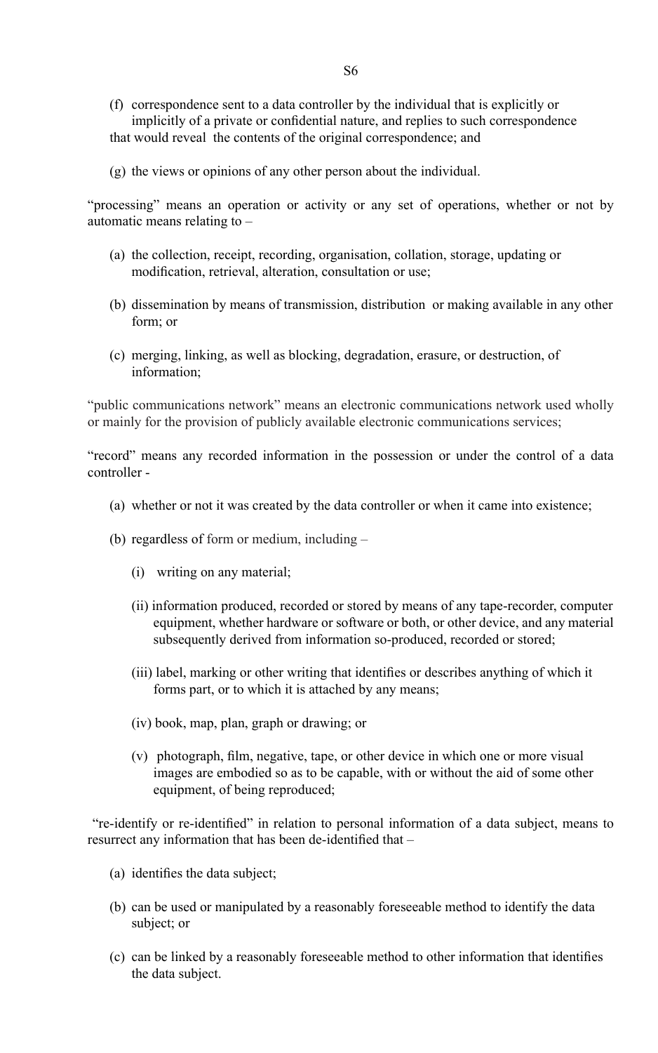(f) correspondence sent to a data controller by the individual that is explicitly or implicitly of a private or confidential nature, and replies to such correspondence that would reveal the contents of the original correspondence; and

(g) the views or opinions of any other person about the individual.

"processing" means an operation or activity or any set of operations, whether or not by automatic means relating to –

(a) the collection, receipt, recording, organisation, collation, storage, updating or modification, retrieval, alteration, consultation or use;

(b) dissemination by means of transmission, distribution or making available in any other form; or

(c) merging, linking, as well as blocking, degradation, erasure, or destruction, of information;

"public communications network" means an electronic communications network used wholly or mainly for the provision of publicly available electronic communications services;

"record" means any recorded information in the possession or under the control of a data controller -

(a) whether or not it was created by the data controller or when it came into existence;

(b) regardless of form or medium, including –

(i) writing on any material;

(ii) information produced, recorded or stored by means of any tape-recorder, computer equipment, whether hardware or software or both, or other device, and any material subsequently derived from information so-produced, recorded or stored;

(iii) label, marking or other writing that identifies or describes anything of which it forms part, or to which it is attached by any means;

(iv) book, map, plan, graph or drawing; or

(v) photograph, film, negative, tape, or other device in which one or more visual images are embodied so as to be capable, with or without the aid of some other equipment, of being reproduced;

"re-identify or re-identified" in relation to personal information of a data subject, means to resurrect any information that has been de-identified that –

(a) identifies the data subject;

(b) can be used or manipulated by a reasonably foreseeable method to identify the data subject; or

(c) can be linked by a reasonably foreseeable method to other information that identifies the data subject.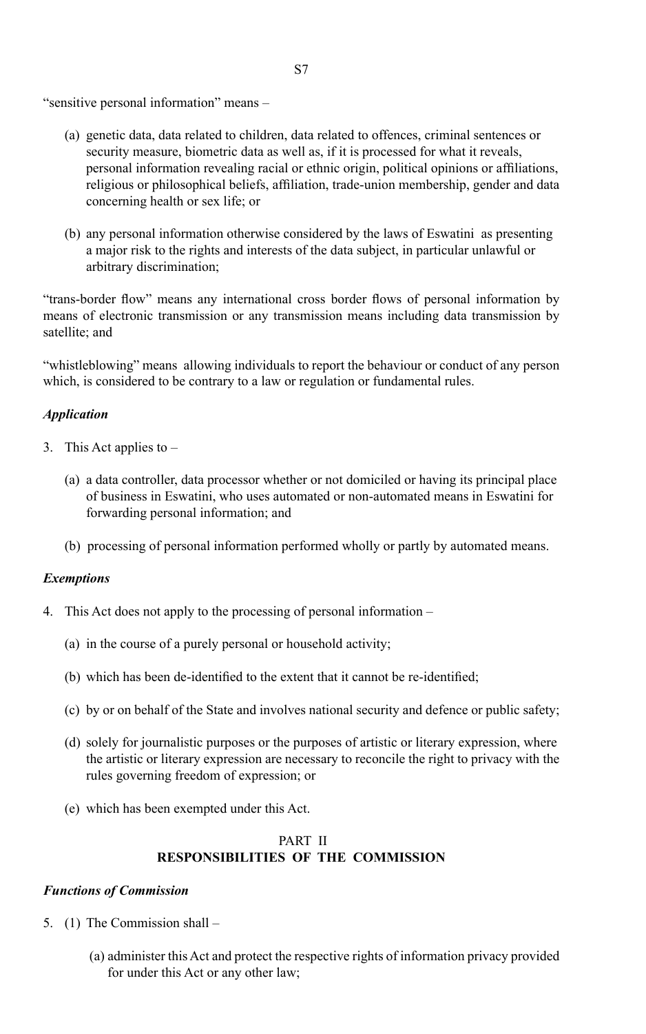"sensitive personal information" means –

(a) genetic data, data related to children, data related to offences, criminal sentences or security measure, biometric data as well as, if it is processed for what it reveals, personal information revealing racial or ethnic origin, political opinions or affiliations, religious or philosophical beliefs, affiliation, trade-union membership, gender and data concerning health or sex life; or

(b) any personal information otherwise considered by the laws of Eswatini as presenting a major risk to the rights and interests of the data subject, in particular unlawful or arbitrary discrimination;

"trans-border flow" means any international cross border flows of personal information by means of electronic transmission or any transmission means including data transmission by satellite; and

"whistleblowing" means allowing individuals to report the behaviour or conduct of any person which, is considered to be contrary to a law or regulation or fundamental rules.

***Application***

3. This Act applies to –

(a) a data controller, data processor whether or not domiciled or having its principal place of business in Eswatini, who uses automated or non-automated means in Eswatini for forwarding personal information; and

(b) processing of personal information performed wholly or partly by automated means.

***Exemptions***

4. This Act does not apply to the processing of personal information –

(a) in the course of a purely personal or household activity;

(b) which has been de-identified to the extent that it cannot be re-identified;

(c) by or on behalf of the State and involves national security and defence or public safety;

(d) solely for journalistic purposes or the purposes of artistic or literary expression, where the artistic or literary expression are necessary to reconcile the right to privacy with the rules governing freedom of expression; or

(e) which has been exempted under this Act.

## PART II
## RESPONSIBILITIES OF THE COMMISSION

***Functions of Commission***

5. (1) The Commission shall –

(a) administer this Act and protect the respective rights of information privacy provided for under this Act or any other law;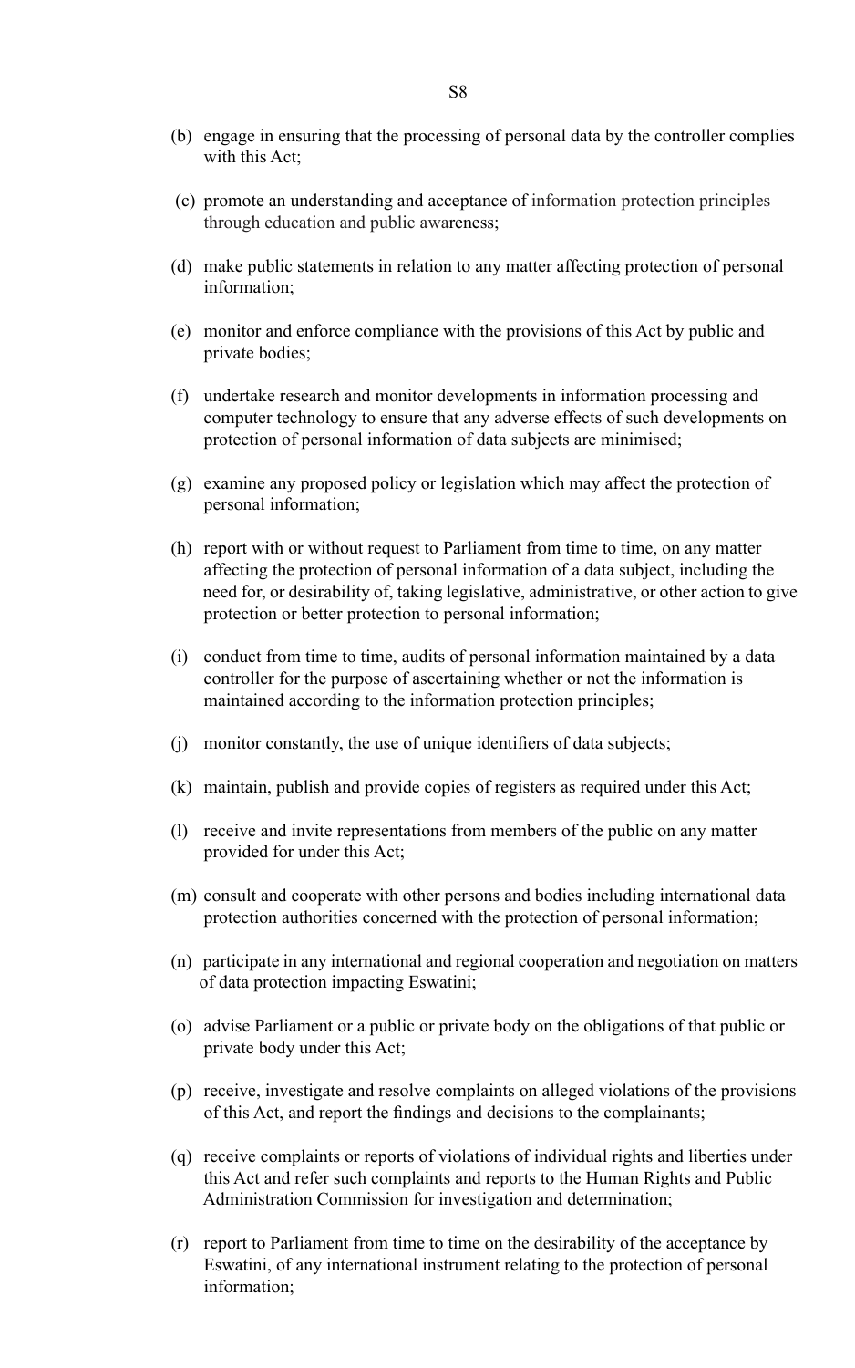(b) engage in ensuring that the processing of personal data by the controller complies with this Act;

(c) promote an understanding and acceptance of information protection principles through education and public awareness;

(d) make public statements in relation to any matter affecting protection of personal information;

(e) monitor and enforce compliance with the provisions of this Act by public and private bodies;

(f) undertake research and monitor developments in information processing and computer technology to ensure that any adverse effects of such developments on protection of personal information of data subjects are minimised;

(g) examine any proposed policy or legislation which may affect the protection of personal information;

(h) report with or without request to Parliament from time to time, on any matter affecting the protection of personal information of a data subject, including the need for, or desirability of, taking legislative, administrative, or other action to give protection or better protection to personal information;

(i) conduct from time to time, audits of personal information maintained by a data controller for the purpose of ascertaining whether or not the information is maintained according to the information protection principles;

(j) monitor constantly, the use of unique identifiers of data subjects;

(k) maintain, publish and provide copies of registers as required under this Act;

(l) receive and invite representations from members of the public on any matter provided for under this Act;

(m) consult and cooperate with other persons and bodies including international data protection authorities concerned with the protection of personal information;

(n) participate in any international and regional cooperation and negotiation on matters of data protection impacting Eswatini;

(o) advise Parliament or a public or private body on the obligations of that public or private body under this Act;

(p) receive, investigate and resolve complaints on alleged violations of the provisions of this Act, and report the findings and decisions to the complainants;

(q) receive complaints or reports of violations of individual rights and liberties under this Act and refer such complaints and reports to the Human Rights and Public Administration Commission for investigation and determination;

(r) report to Parliament from time to time on the desirability of the acceptance by Eswatini, of any international instrument relating to the protection of personal information;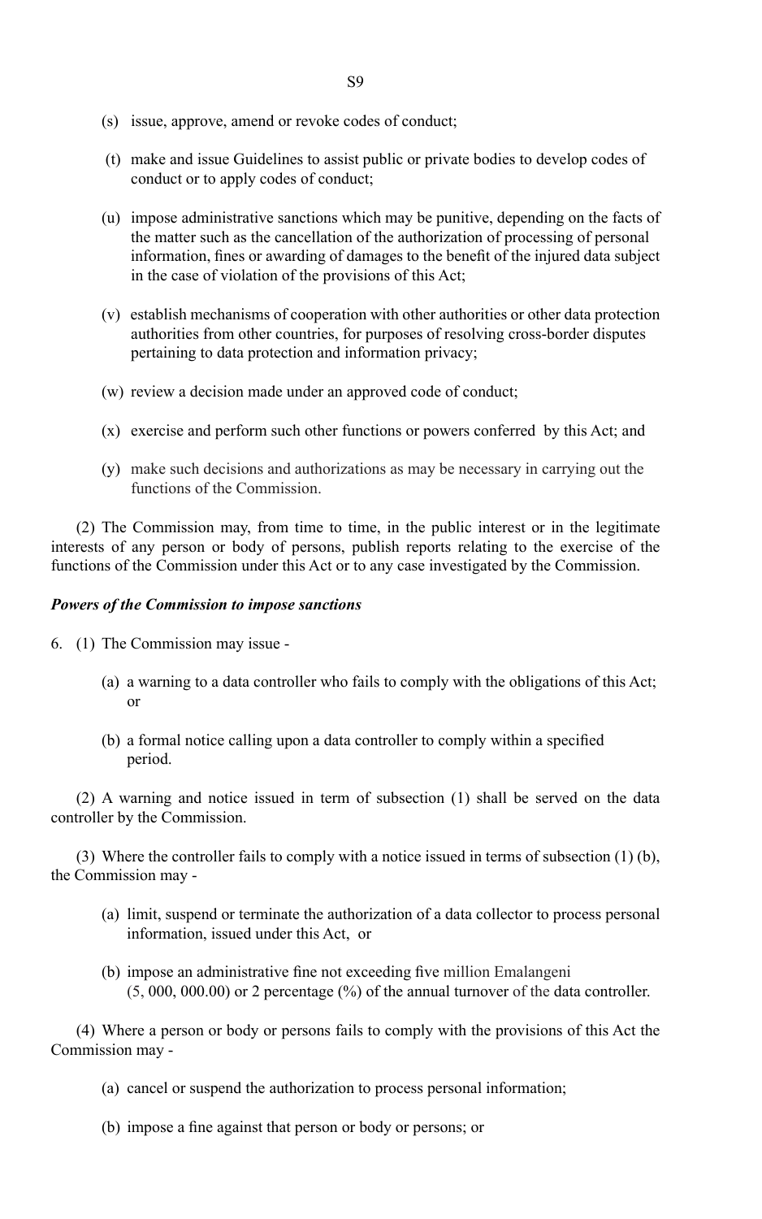(s) issue, approve, amend or revoke codes of conduct;

(t) make and issue Guidelines to assist public or private bodies to develop codes of conduct or to apply codes of conduct;

(u) impose administrative sanctions which may be punitive, depending on the facts of the matter such as the cancellation of the authorization of processing of personal information, fines or awarding of damages to the benefit of the injured data subject in the case of violation of the provisions of this Act;

(v) establish mechanisms of cooperation with other authorities or other data protection authorities from other countries, for purposes of resolving cross-border disputes pertaining to data protection and information privacy;

(w) review a decision made under an approved code of conduct;

(x) exercise and perform such other functions or powers conferred by this Act; and

(y) make such decisions and authorizations as may be necessary in carrying out the functions of the Commission.

(2) The Commission may, from time to time, in the public interest or in the legitimate interests of any person or body of persons, publish reports relating to the exercise of the functions of the Commission under this Act or to any case investigated by the Commission.

***Powers of the Commission to impose sanctions***

6. (1) The Commission may issue -

(a) a warning to a data controller who fails to comply with the obligations of this Act; or

(b) a formal notice calling upon a data controller to comply within a specified period.

(2) A warning and notice issued in term of subsection (1) shall be served on the data controller by the Commission.

(3) Where the controller fails to comply with a notice issued in terms of subsection (1) (b), the Commission may -

(a) limit, suspend or terminate the authorization of a data collector to process personal information, issued under this Act, or

(b) impose an administrative fine not exceeding five million Emalangeni (5, 000, 000.00) or 2 percentage (%) of the annual turnover of the data controller.

(4) Where a person or body or persons fails to comply with the provisions of this Act the Commission may -

(a) cancel or suspend the authorization to process personal information;

(b) impose a fine against that person or body or persons; or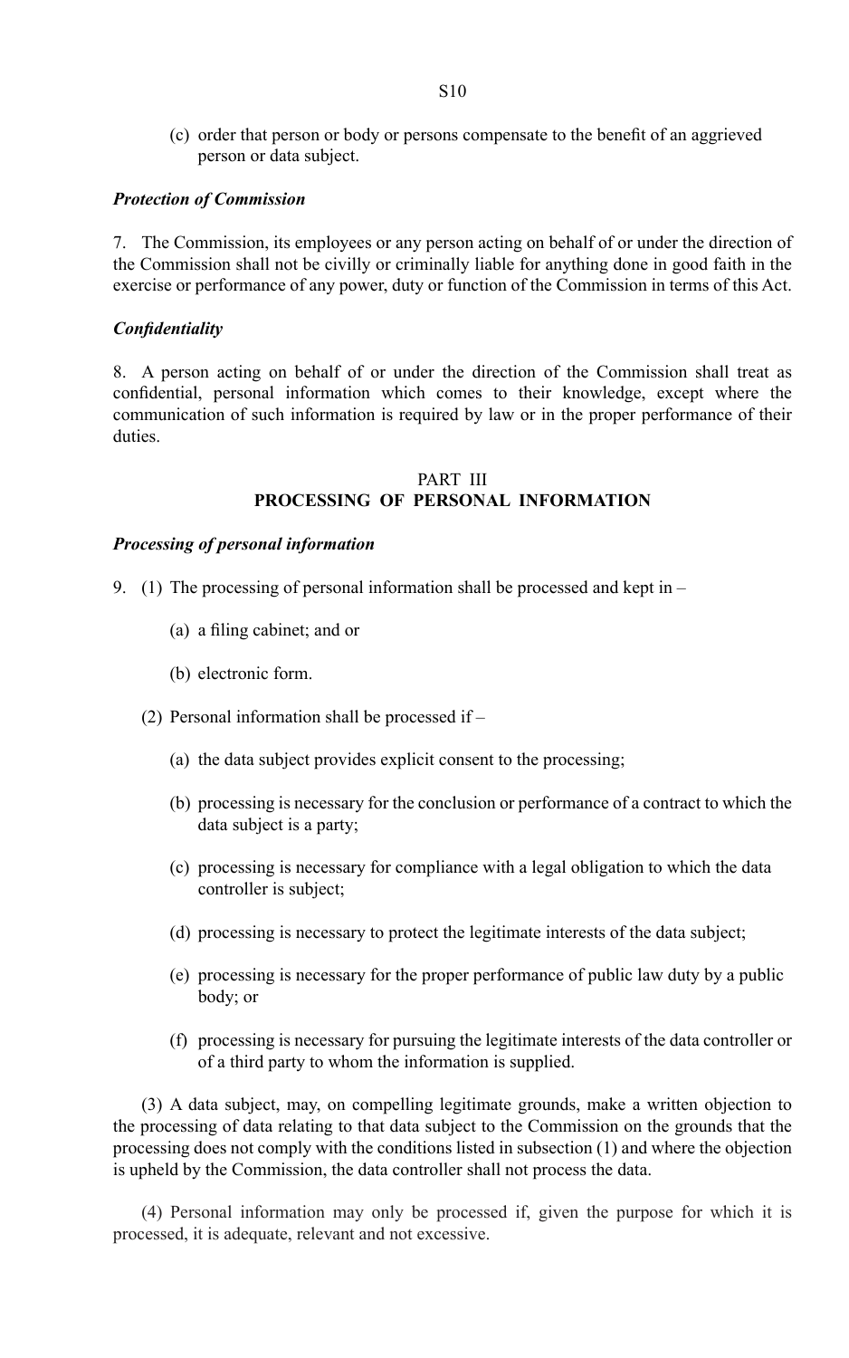(c) order that person or body or persons compensate to the benefit of an aggrieved person or data subject.

***Protection of Commission***

7. The Commission, its employees or any person acting on behalf of or under the direction of the Commission shall not be civilly or criminally liable for anything done in good faith in the exercise or performance of any power, duty or function of the Commission in terms of this Act.

***Confidentiality***

8. A person acting on behalf of or under the direction of the Commission shall treat as confidential, personal information which comes to their knowledge, except where the communication of such information is required by law or in the proper performance of their duties.

## PART III
## PROCESSING OF PERSONAL INFORMATION

***Processing of personal information***

9. (1) The processing of personal information shall be processed and kept in –

(a) a filing cabinet; and or

(b) electronic form.

(2) Personal information shall be processed if –

(a) the data subject provides explicit consent to the processing;

(b) processing is necessary for the conclusion or performance of a contract to which the data subject is a party;

(c) processing is necessary for compliance with a legal obligation to which the data controller is subject;

(d) processing is necessary to protect the legitimate interests of the data subject;

(e) processing is necessary for the proper performance of public law duty by a public body; or

(f) processing is necessary for pursuing the legitimate interests of the data controller or of a third party to whom the information is supplied.

(3) A data subject, may, on compelling legitimate grounds, make a written objection to the processing of data relating to that data subject to the Commission on the grounds that the processing does not comply with the conditions listed in subsection (1) and where the objection is upheld by the Commission, the data controller shall not process the data.

(4) Personal information may only be processed if, given the purpose for which it is processed, it is adequate, relevant and not excessive.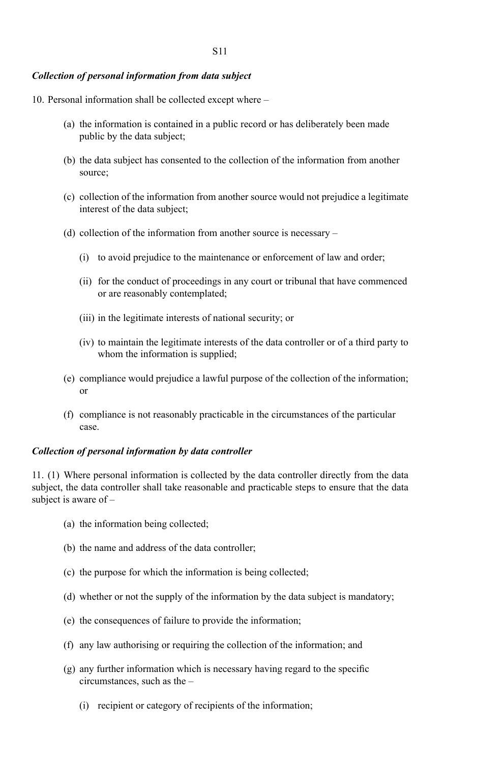*Collection of personal information from data subject*

10. Personal information shall be collected except where –

(a) the information is contained in a public record or has deliberately been made public by the data subject;

(b) the data subject has consented to the collection of the information from another source;

(c) collection of the information from another source would not prejudice a legitimate interest of the data subject;

(d) collection of the information from another source is necessary –

   (i) to avoid prejudice to the maintenance or enforcement of law and order;

   (ii) for the conduct of proceedings in any court or tribunal that have commenced or are reasonably contemplated;

   (iii) in the legitimate interests of national security; or

   (iv) to maintain the legitimate interests of the data controller or of a third party to whom the information is supplied;

(e) compliance would prejudice a lawful purpose of the collection of the information; or

(f) compliance is not reasonably practicable in the circumstances of the particular case.

*Collection of personal information by data controller*

11. (1) Where personal information is collected by the data controller directly from the data subject, the data controller shall take reasonable and practicable steps to ensure that the data subject is aware of –

(a) the information being collected;

(b) the name and address of the data controller;

(c) the purpose for which the information is being collected;

(d) whether or not the supply of the information by the data subject is mandatory;

(e) the consequences of failure to provide the information;

(f) any law authorising or requiring the collection of the information; and

(g) any further information which is necessary having regard to the specific circumstances, such as the –

   (i) recipient or category of recipients of the information;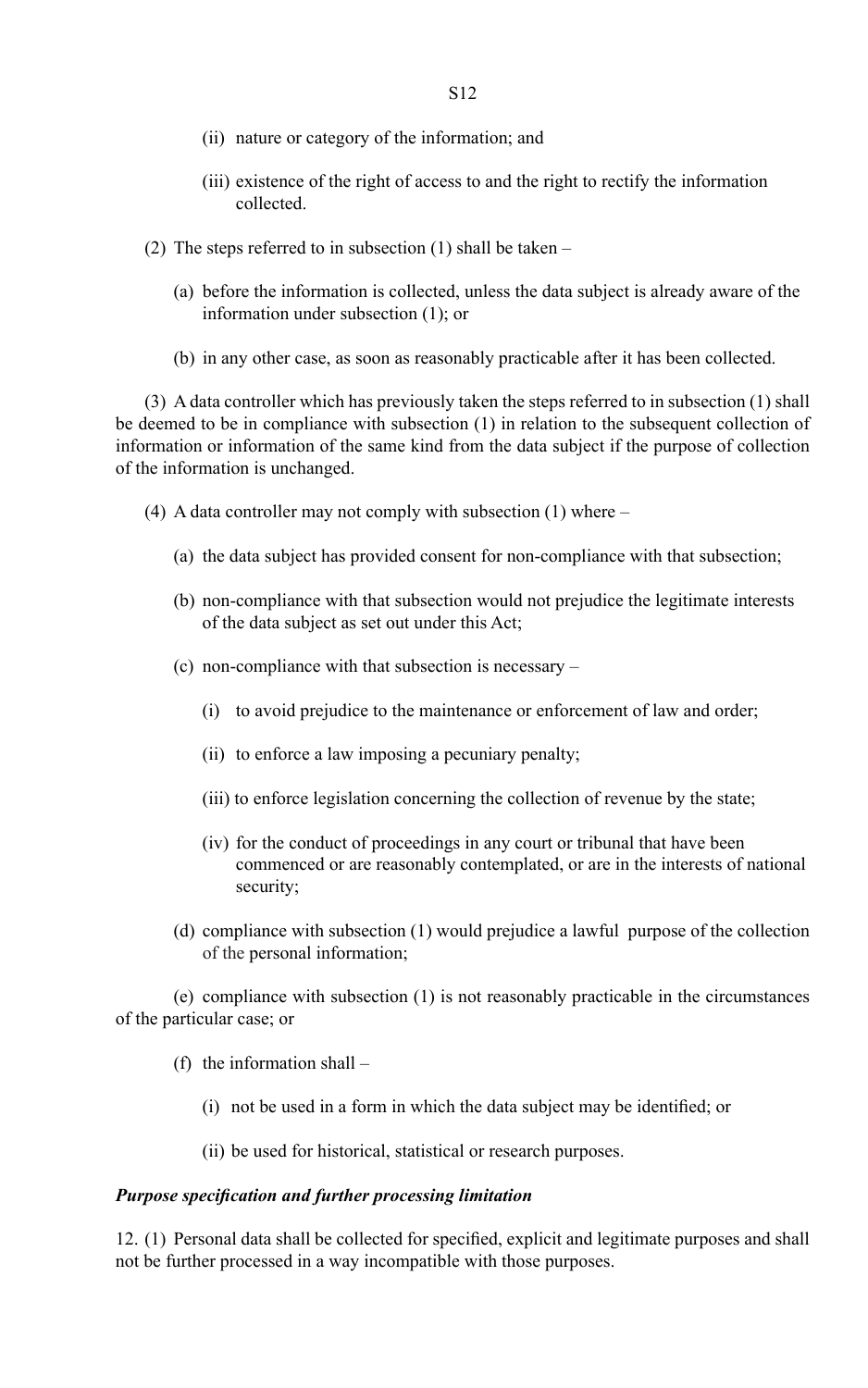(ii) nature or category of the information; and

(iii) existence of the right of access to and the right to rectify the information collected.

(2) The steps referred to in subsection (1) shall be taken –

(a) before the information is collected, unless the data subject is already aware of the information under subsection (1); or

(b) in any other case, as soon as reasonably practicable after it has been collected.

(3) A data controller which has previously taken the steps referred to in subsection (1) shall be deemed to be in compliance with subsection (1) in relation to the subsequent collection of information or information of the same kind from the data subject if the purpose of collection of the information is unchanged.

(4) A data controller may not comply with subsection (1) where –

(a) the data subject has provided consent for non-compliance with that subsection;

(b) non-compliance with that subsection would not prejudice the legitimate interests of the data subject as set out under this Act;

(c) non-compliance with that subsection is necessary –

(i) to avoid prejudice to the maintenance or enforcement of law and order;

(ii) to enforce a law imposing a pecuniary penalty;

(iii) to enforce legislation concerning the collection of revenue by the state;

(iv) for the conduct of proceedings in any court or tribunal that have been commenced or are reasonably contemplated, or are in the interests of national security;

(d) compliance with subsection (1) would prejudice a lawful purpose of the collection of the personal information;

(e) compliance with subsection (1) is not reasonably practicable in the circumstances of the particular case; or

(f) the information shall –

(i) not be used in a form in which the data subject may be identified; or

(ii) be used for historical, statistical or research purposes.

***Purpose specification and further processing limitation***

12. (1) Personal data shall be collected for specified, explicit and legitimate purposes and shall not be further processed in a way incompatible with those purposes.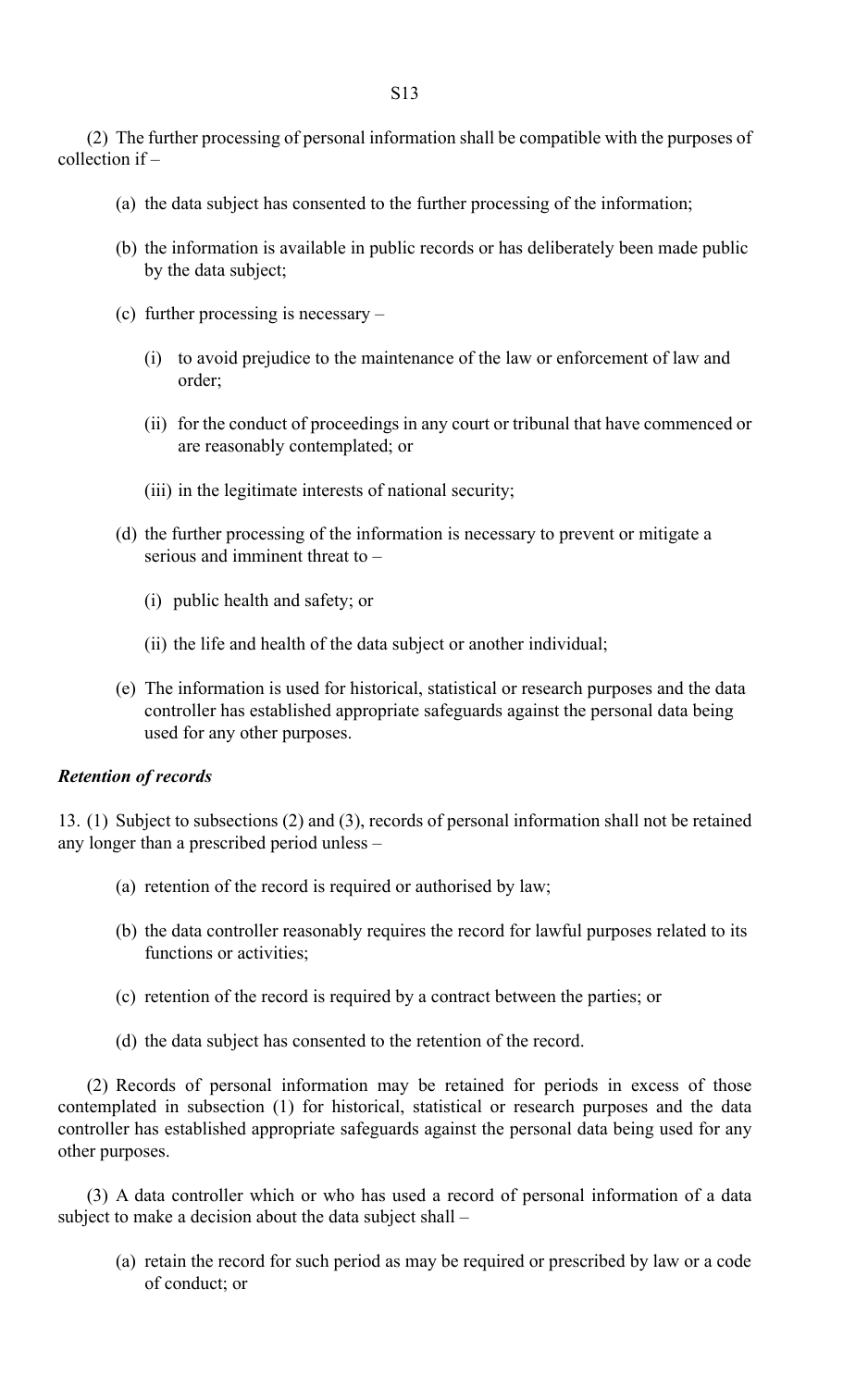(2) The further processing of personal information shall be compatible with the purposes of collection if –

(a) the data subject has consented to the further processing of the information;

(b) the information is available in public records or has deliberately been made public by the data subject;

(c) further processing is necessary –

(i) to avoid prejudice to the maintenance of the law or enforcement of law and order;

(ii) for the conduct of proceedings in any court or tribunal that have commenced or are reasonably contemplated; or

(iii) in the legitimate interests of national security;

(d) the further processing of the information is necessary to prevent or mitigate a serious and imminent threat to –

(i) public health and safety; or

(ii) the life and health of the data subject or another individual;

(e) The information is used for historical, statistical or research purposes and the data controller has established appropriate safeguards against the personal data being used for any other purposes.

***Retention of records***

13. (1) Subject to subsections (2) and (3), records of personal information shall not be retained any longer than a prescribed period unless –

(a) retention of the record is required or authorised by law;

(b) the data controller reasonably requires the record for lawful purposes related to its functions or activities;

(c) retention of the record is required by a contract between the parties; or

(d) the data subject has consented to the retention of the record.

(2) Records of personal information may be retained for periods in excess of those contemplated in subsection (1) for historical, statistical or research purposes and the data controller has established appropriate safeguards against the personal data being used for any other purposes.

(3) A data controller which or who has used a record of personal information of a data subject to make a decision about the data subject shall –

(a) retain the record for such period as may be required or prescribed by law or a code of conduct; or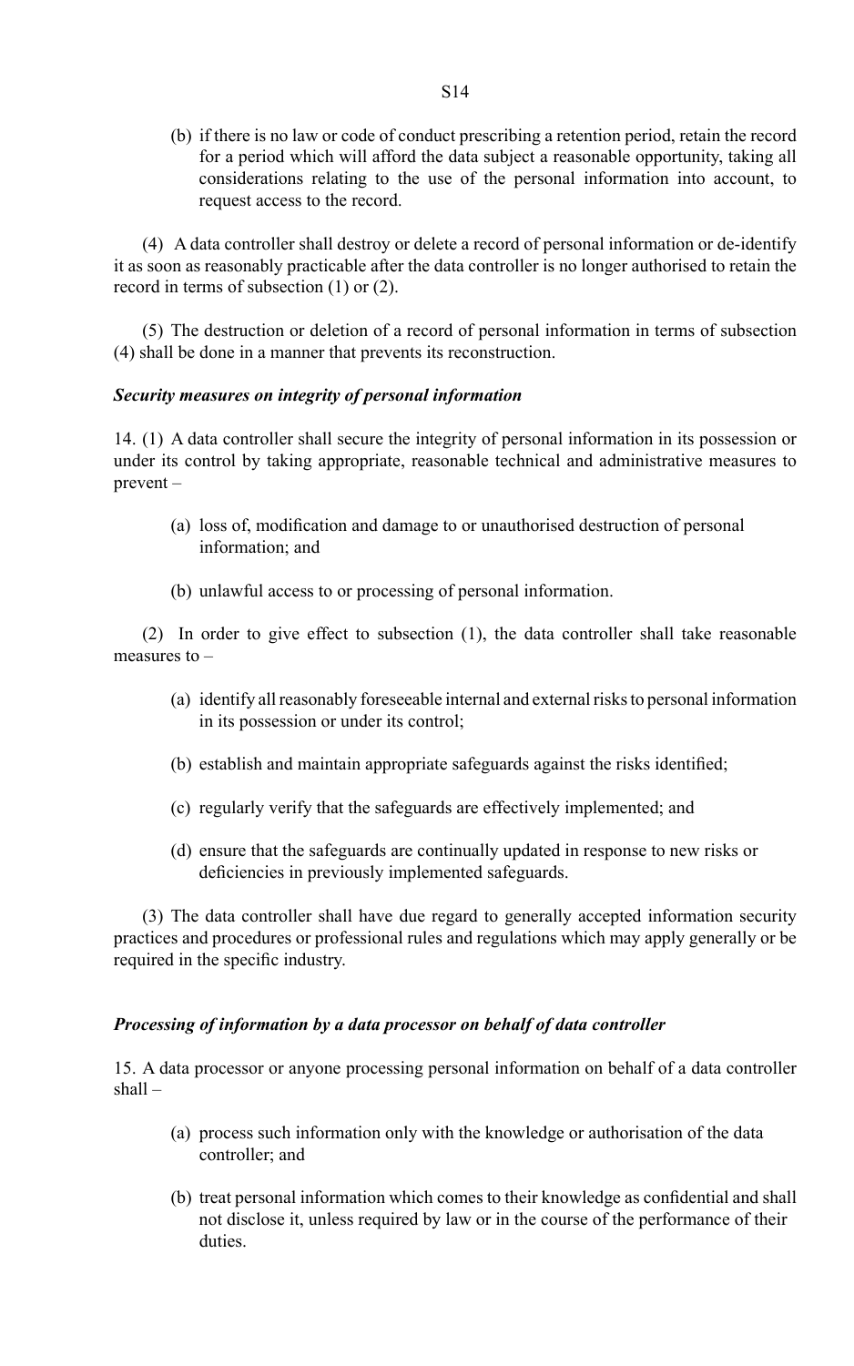(b) if there is no law or code of conduct prescribing a retention period, retain the record for a period which will afford the data subject a reasonable opportunity, taking all considerations relating to the use of the personal information into account, to request access to the record.

(4) A data controller shall destroy or delete a record of personal information or de-identify it as soon as reasonably practicable after the data controller is no longer authorised to retain the record in terms of subsection (1) or (2).

(5) The destruction or deletion of a record of personal information in terms of subsection (4) shall be done in a manner that prevents its reconstruction.

***Security measures on integrity of personal information***

14. (1) A data controller shall secure the integrity of personal information in its possession or under its control by taking appropriate, reasonable technical and administrative measures to prevent –

(a) loss of, modification and damage to or unauthorised destruction of personal information; and

(b) unlawful access to or processing of personal information.

(2) In order to give effect to subsection (1), the data controller shall take reasonable measures to –

(a) identify all reasonably foreseeable internal and external risks to personal information in its possession or under its control;

(b) establish and maintain appropriate safeguards against the risks identified;

(c) regularly verify that the safeguards are effectively implemented; and

(d) ensure that the safeguards are continually updated in response to new risks or deficiencies in previously implemented safeguards.

(3) The data controller shall have due regard to generally accepted information security practices and procedures or professional rules and regulations which may apply generally or be required in the specific industry.

***Processing of information by a data processor on behalf of data controller***

15. A data processor or anyone processing personal information on behalf of a data controller shall –

(a) process such information only with the knowledge or authorisation of the data controller; and

(b) treat personal information which comes to their knowledge as confidential and shall not disclose it, unless required by law or in the course of the performance of their duties.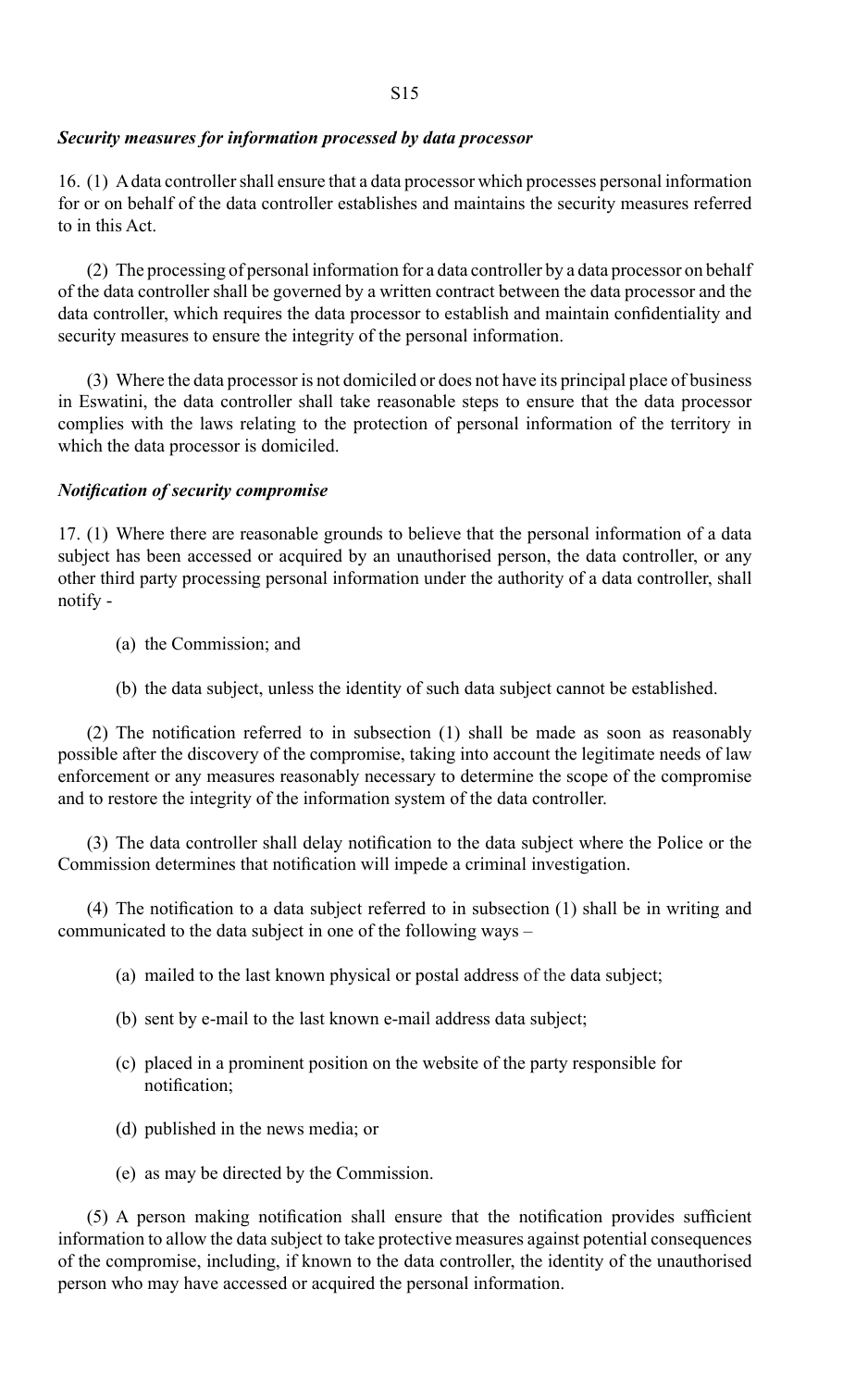### *Security measures for information processed by data processor*

16. (1) A data controller shall ensure that a data processor which processes personal information for or on behalf of the data controller establishes and maintains the security measures referred to in this Act.

(2) The processing of personal information for a data controller by a data processor on behalf of the data controller shall be governed by a written contract between the data processor and the data controller, which requires the data processor to establish and maintain confidentiality and security measures to ensure the integrity of the personal information.

(3) Where the data processor is not domiciled or does not have its principal place of business in Eswatini, the data controller shall take reasonable steps to ensure that the data processor complies with the laws relating to the protection of personal information of the territory in which the data processor is domiciled.

### *Notification of security compromise*

17. (1) Where there are reasonable grounds to believe that the personal information of a data subject has been accessed or acquired by an unauthorised person, the data controller, or any other third party processing personal information under the authority of a data controller, shall notify -

(a) the Commission; and

(b) the data subject, unless the identity of such data subject cannot be established.

(2) The notification referred to in subsection (1) shall be made as soon as reasonably possible after the discovery of the compromise, taking into account the legitimate needs of law enforcement or any measures reasonably necessary to determine the scope of the compromise and to restore the integrity of the information system of the data controller.

(3) The data controller shall delay notification to the data subject where the Police or the Commission determines that notification will impede a criminal investigation.

(4) The notification to a data subject referred to in subsection (1) shall be in writing and communicated to the data subject in one of the following ways –

(a) mailed to the last known physical or postal address of the data subject;

(b) sent by e-mail to the last known e-mail address data subject;

(c) placed in a prominent position on the website of the party responsible for notification;

(d) published in the news media; or

(e) as may be directed by the Commission.

(5) A person making notification shall ensure that the notification provides sufficient information to allow the data subject to take protective measures against potential consequences of the compromise, including, if known to the data controller, the identity of the unauthorised person who may have accessed or acquired the personal information.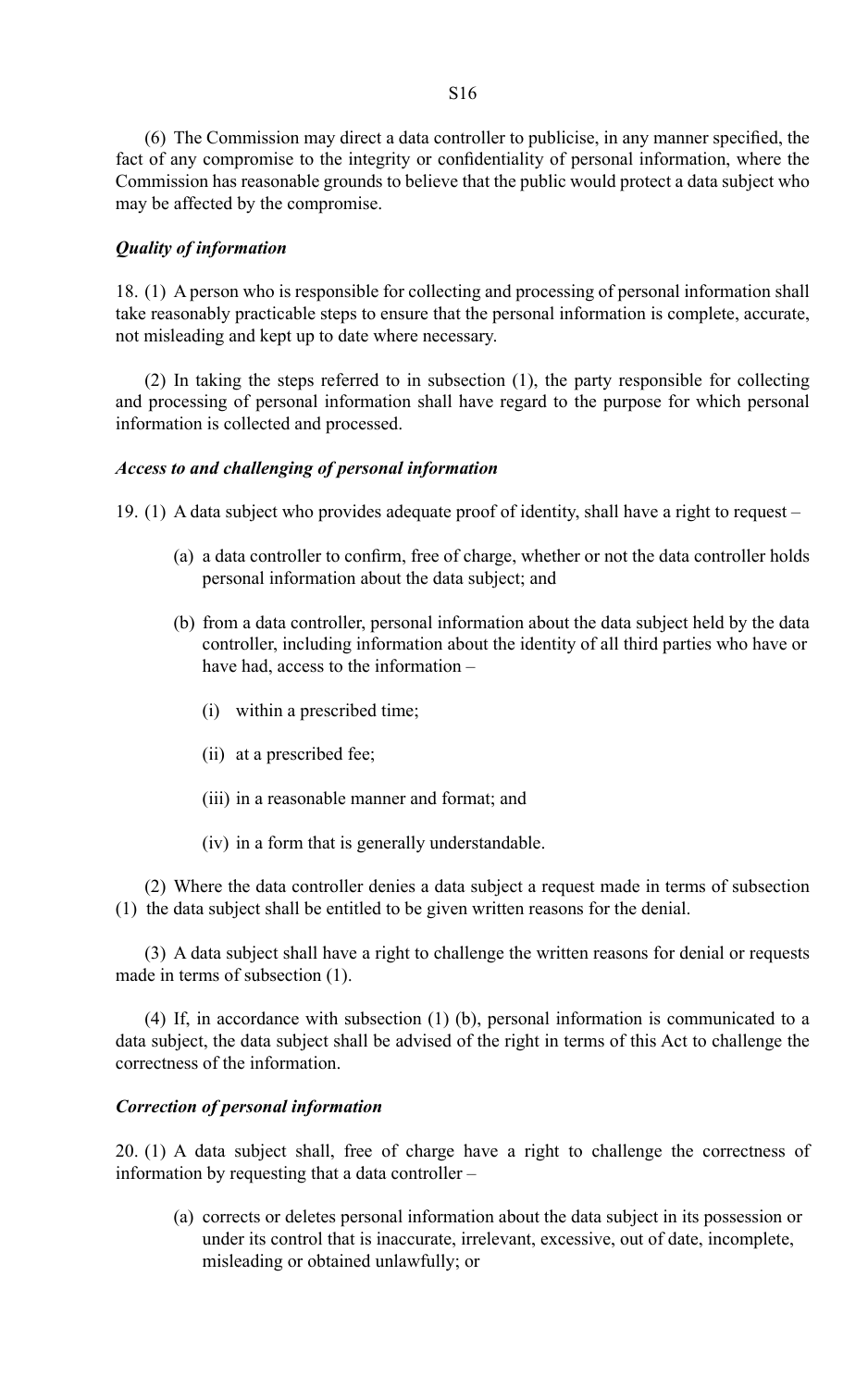(6) The Commission may direct a data controller to publicise, in any manner specified, the fact of any compromise to the integrity or confidentiality of personal information, where the Commission has reasonable grounds to believe that the public would protect a data subject who may be affected by the compromise.

***Quality of information***

18. (1) A person who is responsible for collecting and processing of personal information shall take reasonably practicable steps to ensure that the personal information is complete, accurate, not misleading and kept up to date where necessary.

(2) In taking the steps referred to in subsection (1), the party responsible for collecting and processing of personal information shall have regard to the purpose for which personal information is collected and processed.

***Access to and challenging of personal information***

19. (1) A data subject who provides adequate proof of identity, shall have a right to request –

(a) a data controller to confirm, free of charge, whether or not the data controller holds personal information about the data subject; and

(b) from a data controller, personal information about the data subject held by the data controller, including information about the identity of all third parties who have or have had, access to the information –

(i) within a prescribed time;

(ii) at a prescribed fee;

(iii) in a reasonable manner and format; and

(iv) in a form that is generally understandable.

(2) Where the data controller denies a data subject a request made in terms of subsection (1) the data subject shall be entitled to be given written reasons for the denial.

(3) A data subject shall have a right to challenge the written reasons for denial or requests made in terms of subsection (1).

(4) If, in accordance with subsection (1) (b), personal information is communicated to a data subject, the data subject shall be advised of the right in terms of this Act to challenge the correctness of the information.

***Correction of personal information***

20. (1) A data subject shall, free of charge have a right to challenge the correctness of information by requesting that a data controller –

(a) corrects or deletes personal information about the data subject in its possession or under its control that is inaccurate, irrelevant, excessive, out of date, incomplete, misleading or obtained unlawfully; or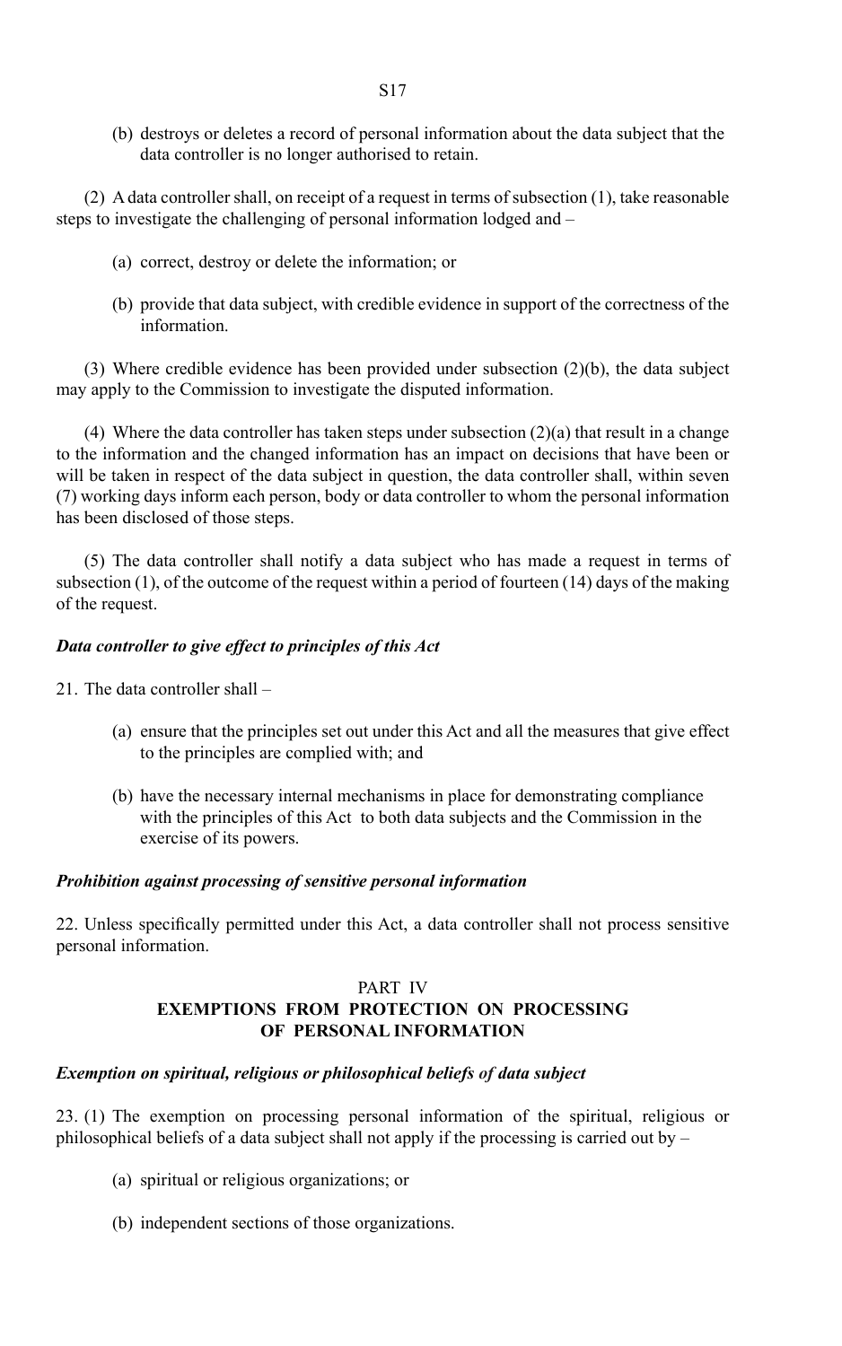(b) destroys or deletes a record of personal information about the data subject that the data controller is no longer authorised to retain.

(2) A data controller shall, on receipt of a request in terms of subsection (1), take reasonable steps to investigate the challenging of personal information lodged and –

(a) correct, destroy or delete the information; or

(b) provide that data subject, with credible evidence in support of the correctness of the information.

(3) Where credible evidence has been provided under subsection (2)(b), the data subject may apply to the Commission to investigate the disputed information.

(4) Where the data controller has taken steps under subsection (2)(a) that result in a change to the information and the changed information has an impact on decisions that have been or will be taken in respect of the data subject in question, the data controller shall, within seven (7) working days inform each person, body or data controller to whom the personal information has been disclosed of those steps.

(5) The data controller shall notify a data subject who has made a request in terms of subsection (1), of the outcome of the request within a period of fourteen (14) days of the making of the request.

***Data controller to give effect to principles of this Act***

21. The data controller shall –

(a) ensure that the principles set out under this Act and all the measures that give effect to the principles are complied with; and

(b) have the necessary internal mechanisms in place for demonstrating compliance with the principles of this Act to both data subjects and the Commission in the exercise of its powers.

***Prohibition against processing of sensitive personal information***

22. Unless specifically permitted under this Act, a data controller shall not process sensitive personal information.

## PART IV
## EXEMPTIONS FROM PROTECTION ON PROCESSING OF PERSONAL INFORMATION

***Exemption on spiritual, religious or philosophical beliefs of data subject***

23. (1) The exemption on processing personal information of the spiritual, religious or philosophical beliefs of a data subject shall not apply if the processing is carried out by –

(a) spiritual or religious organizations; or

(b) independent sections of those organizations.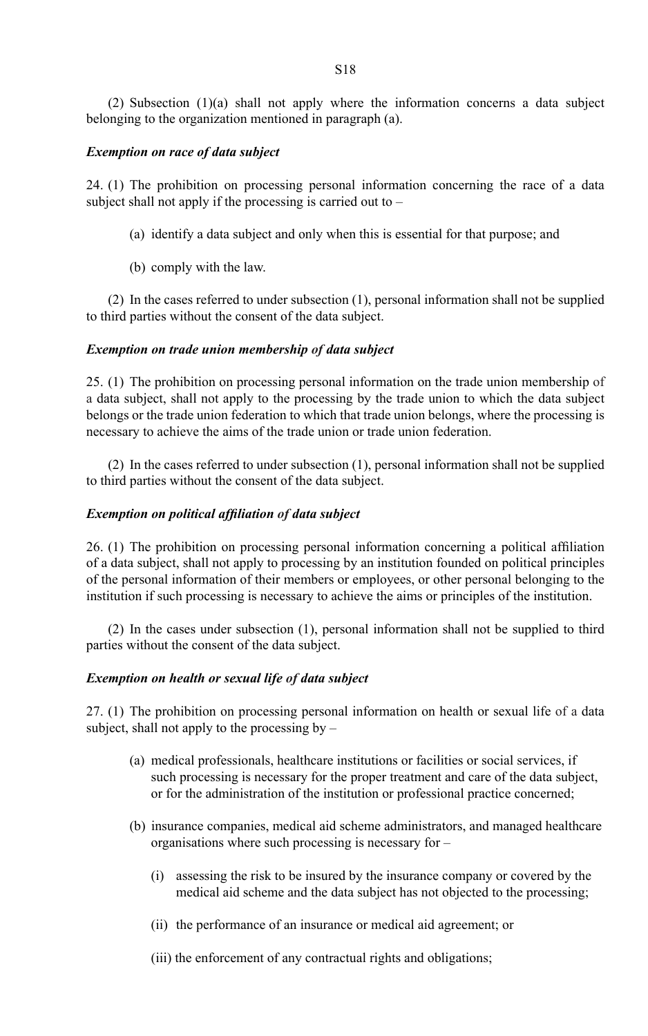(2) Subsection (1)(a) shall not apply where the information concerns a data subject belonging to the organization mentioned in paragraph (a).

***Exemption on race of data subject***

24. (1) The prohibition on processing personal information concerning the race of a data subject shall not apply if the processing is carried out to –

(a) identify a data subject and only when this is essential for that purpose; and

(b) comply with the law.

(2) In the cases referred to under subsection (1), personal information shall not be supplied to third parties without the consent of the data subject.

***Exemption on trade union membership of data subject***

25. (1) The prohibition on processing personal information on the trade union membership of a data subject, shall not apply to the processing by the trade union to which the data subject belongs or the trade union federation to which that trade union belongs, where the processing is necessary to achieve the aims of the trade union or trade union federation.

(2) In the cases referred to under subsection (1), personal information shall not be supplied to third parties without the consent of the data subject.

***Exemption on political affiliation of data subject***

26. (1) The prohibition on processing personal information concerning a political affiliation of a data subject, shall not apply to processing by an institution founded on political principles of the personal information of their members or employees, or other personal belonging to the institution if such processing is necessary to achieve the aims or principles of the institution.

(2) In the cases under subsection (1), personal information shall not be supplied to third parties without the consent of the data subject.

***Exemption on health or sexual life of data subject***

27. (1) The prohibition on processing personal information on health or sexual life of a data subject, shall not apply to the processing by –

(a) medical professionals, healthcare institutions or facilities or social services, if such processing is necessary for the proper treatment and care of the data subject, or for the administration of the institution or professional practice concerned;

(b) insurance companies, medical aid scheme administrators, and managed healthcare organisations where such processing is necessary for –

(i) assessing the risk to be insured by the insurance company or covered by the medical aid scheme and the data subject has not objected to the processing;

(ii) the performance of an insurance or medical aid agreement; or

(iii) the enforcement of any contractual rights and obligations;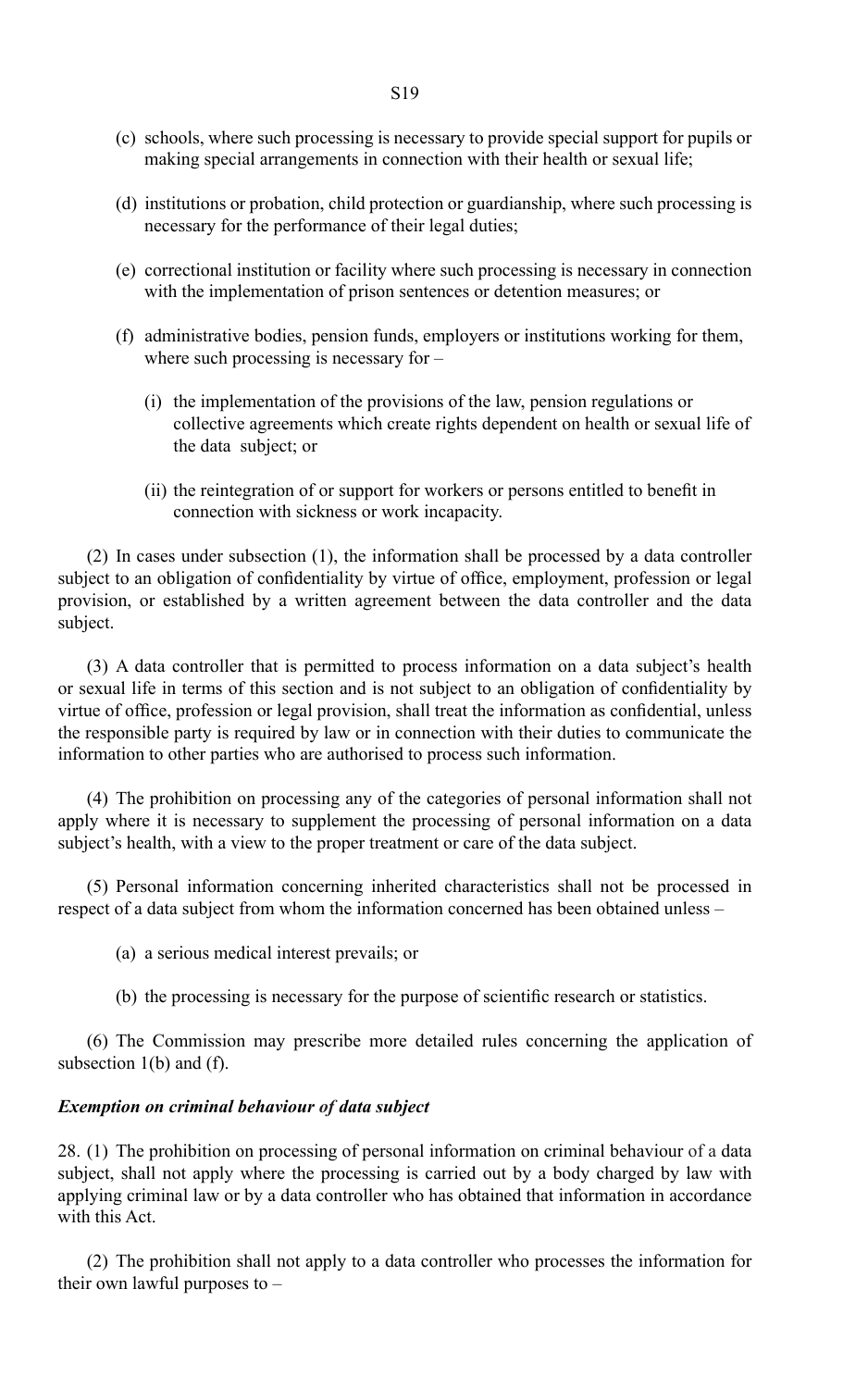(c) schools, where such processing is necessary to provide special support for pupils or making special arrangements in connection with their health or sexual life;

(d) institutions or probation, child protection or guardianship, where such processing is necessary for the performance of their legal duties;

(e) correctional institution or facility where such processing is necessary in connection with the implementation of prison sentences or detention measures; or

(f) administrative bodies, pension funds, employers or institutions working for them, where such processing is necessary for –

(i) the implementation of the provisions of the law, pension regulations or collective agreements which create rights dependent on health or sexual life of the data subject; or

(ii) the reintegration of or support for workers or persons entitled to benefit in connection with sickness or work incapacity.

(2) In cases under subsection (1), the information shall be processed by a data controller subject to an obligation of confidentiality by virtue of office, employment, profession or legal provision, or established by a written agreement between the data controller and the data subject.

(3) A data controller that is permitted to process information on a data subject's health or sexual life in terms of this section and is not subject to an obligation of confidentiality by virtue of office, profession or legal provision, shall treat the information as confidential, unless the responsible party is required by law or in connection with their duties to communicate the information to other parties who are authorised to process such information.

(4) The prohibition on processing any of the categories of personal information shall not apply where it is necessary to supplement the processing of personal information on a data subject's health, with a view to the proper treatment or care of the data subject.

(5) Personal information concerning inherited characteristics shall not be processed in respect of a data subject from whom the information concerned has been obtained unless –

(a) a serious medical interest prevails; or

(b) the processing is necessary for the purpose of scientific research or statistics.

(6) The Commission may prescribe more detailed rules concerning the application of subsection 1(b) and (f).

***Exemption on criminal behaviour of data subject***

28. (1) The prohibition on processing of personal information on criminal behaviour of a data subject, shall not apply where the processing is carried out by a body charged by law with applying criminal law or by a data controller who has obtained that information in accordance with this Act.

(2) The prohibition shall not apply to a data controller who processes the information for their own lawful purposes to –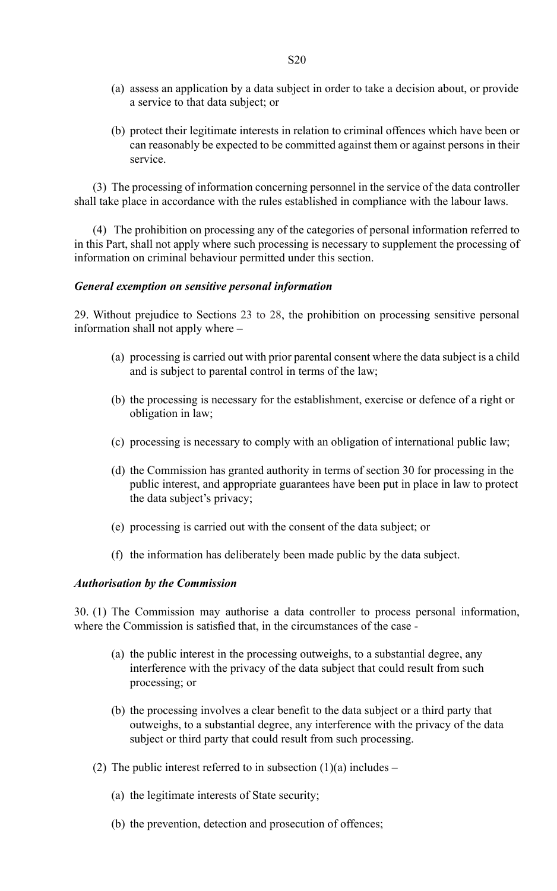(a) assess an application by a data subject in order to take a decision about, or provide a service to that data subject; or

(b) protect their legitimate interests in relation to criminal offences which have been or can reasonably be expected to be committed against them or against persons in their service.

(3) The processing of information concerning personnel in the service of the data controller shall take place in accordance with the rules established in compliance with the labour laws.

(4) The prohibition on processing any of the categories of personal information referred to in this Part, shall not apply where such processing is necessary to supplement the processing of information on criminal behaviour permitted under this section.

***General exemption on sensitive personal information***

29. Without prejudice to Sections 23 to 28, the prohibition on processing sensitive personal information shall not apply where –

(a) processing is carried out with prior parental consent where the data subject is a child and is subject to parental control in terms of the law;

(b) the processing is necessary for the establishment, exercise or defence of a right or obligation in law;

(c) processing is necessary to comply with an obligation of international public law;

(d) the Commission has granted authority in terms of section 30 for processing in the public interest, and appropriate guarantees have been put in place in law to protect the data subject's privacy;

(e) processing is carried out with the consent of the data subject; or

(f) the information has deliberately been made public by the data subject.

***Authorisation by the Commission***

30. (1) The Commission may authorise a data controller to process personal information, where the Commission is satisfied that, in the circumstances of the case -

(a) the public interest in the processing outweighs, to a substantial degree, any interference with the privacy of the data subject that could result from such processing; or

(b) the processing involves a clear benefit to the data subject or a third party that outweighs, to a substantial degree, any interference with the privacy of the data subject or third party that could result from such processing.

(2) The public interest referred to in subsection (1)(a) includes –

(a) the legitimate interests of State security;

(b) the prevention, detection and prosecution of offences;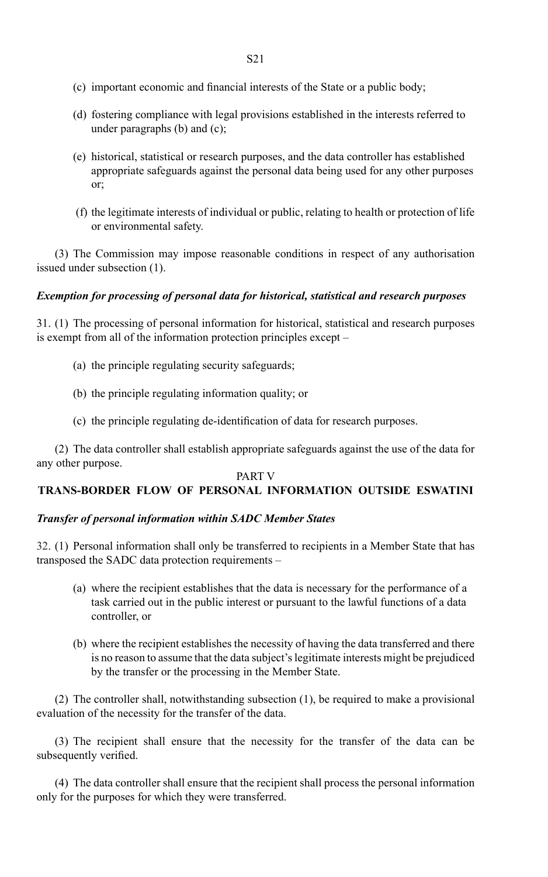(c) important economic and financial interests of the State or a public body;

(d) fostering compliance with legal provisions established in the interests referred to under paragraphs (b) and (c);

(e) historical, statistical or research purposes, and the data controller has established appropriate safeguards against the personal data being used for any other purposes or;

(f) the legitimate interests of individual or public, relating to health or protection of life or environmental safety.

(3) The Commission may impose reasonable conditions in respect of any authorisation issued under subsection (1).

***Exemption for processing of personal data for historical, statistical and research purposes***

31. (1) The processing of personal information for historical, statistical and research purposes is exempt from all of the information protection principles except –

(a) the principle regulating security safeguards;

(b) the principle regulating information quality; or

(c) the principle regulating de-identification of data for research purposes.

(2) The data controller shall establish appropriate safeguards against the use of the data for any other purpose.

## PART V
## TRANS-BORDER FLOW OF PERSONAL INFORMATION OUTSIDE ESWATINI

***Transfer of personal information within SADC Member States***

32. (1) Personal information shall only be transferred to recipients in a Member State that has transposed the SADC data protection requirements –

(a) where the recipient establishes that the data is necessary for the performance of a task carried out in the public interest or pursuant to the lawful functions of a data controller, or

(b) where the recipient establishes the necessity of having the data transferred and there is no reason to assume that the data subject's legitimate interests might be prejudiced by the transfer or the processing in the Member State.

(2) The controller shall, notwithstanding subsection (1), be required to make a provisional evaluation of the necessity for the transfer of the data.

(3) The recipient shall ensure that the necessity for the transfer of the data can be subsequently verified.

(4) The data controller shall ensure that the recipient shall process the personal information only for the purposes for which they were transferred.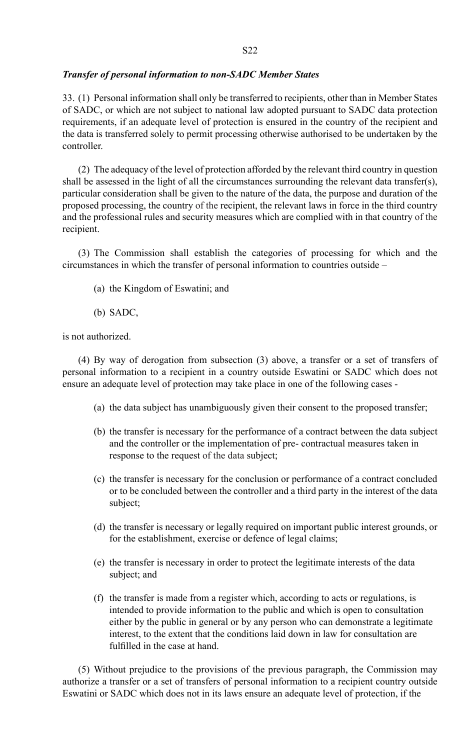***Transfer of personal information to non-SADC Member States***

33. (1) Personal information shall only be transferred to recipients, other than in Member States of SADC, or which are not subject to national law adopted pursuant to SADC data protection requirements, if an adequate level of protection is ensured in the country of the recipient and the data is transferred solely to permit processing otherwise authorised to be undertaken by the controller.

(2) The adequacy of the level of protection afforded by the relevant third country in question shall be assessed in the light of all the circumstances surrounding the relevant data transfer(s), particular consideration shall be given to the nature of the data, the purpose and duration of the proposed processing, the country of the recipient, the relevant laws in force in the third country and the professional rules and security measures which are complied with in that country of the recipient.

(3) The Commission shall establish the categories of processing for which and the circumstances in which the transfer of personal information to countries outside –

(a) the Kingdom of Eswatini; and

(b) SADC,

is not authorized.

(4) By way of derogation from subsection (3) above, a transfer or a set of transfers of personal information to a recipient in a country outside Eswatini or SADC which does not ensure an adequate level of protection may take place in one of the following cases -

(a) the data subject has unambiguously given their consent to the proposed transfer;

(b) the transfer is necessary for the performance of a contract between the data subject and the controller or the implementation of pre- contractual measures taken in response to the request of the data subject;

(c) the transfer is necessary for the conclusion or performance of a contract concluded or to be concluded between the controller and a third party in the interest of the data subject;

(d) the transfer is necessary or legally required on important public interest grounds, or for the establishment, exercise or defence of legal claims;

(e) the transfer is necessary in order to protect the legitimate interests of the data subject; and

(f) the transfer is made from a register which, according to acts or regulations, is intended to provide information to the public and which is open to consultation either by the public in general or by any person who can demonstrate a legitimate interest, to the extent that the conditions laid down in law for consultation are fulfilled in the case at hand.

(5) Without prejudice to the provisions of the previous paragraph, the Commission may authorize a transfer or a set of transfers of personal information to a recipient country outside Eswatini or SADC which does not in its laws ensure an adequate level of protection, if the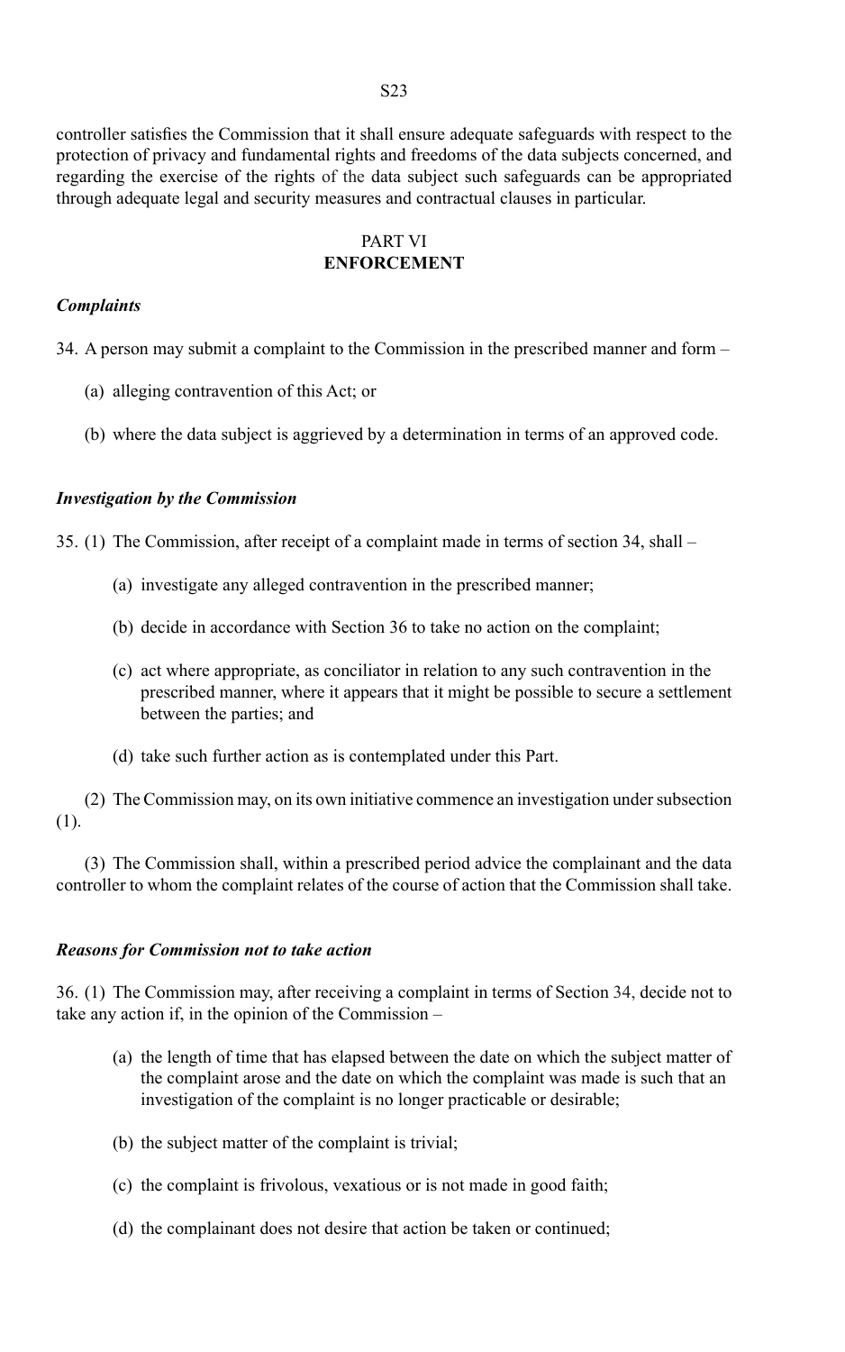controller satisfies the Commission that it shall ensure adequate safeguards with respect to the protection of privacy and fundamental rights and freedoms of the data subjects concerned, and regarding the exercise of the rights of the data subject such safeguards can be appropriated through adequate legal and security measures and contractual clauses in particular.

## PART VI
## ENFORCEMENT

***Complaints***

34. A person may submit a complaint to the Commission in the prescribed manner and form –

(a) alleging contravention of this Act; or

(b) where the data subject is aggrieved by a determination in terms of an approved code.

***Investigation by the Commission***

35. (1) The Commission, after receipt of a complaint made in terms of section 34, shall –

(a) investigate any alleged contravention in the prescribed manner;

(b) decide in accordance with Section 36 to take no action on the complaint;

(c) act where appropriate, as conciliator in relation to any such contravention in the prescribed manner, where it appears that it might be possible to secure a settlement between the parties; and

(d) take such further action as is contemplated under this Part.

(2) The Commission may, on its own initiative commence an investigation under subsection (1).

(3) The Commission shall, within a prescribed period advice the complainant and the data controller to whom the complaint relates of the course of action that the Commission shall take.

***Reasons for Commission not to take action***

36. (1) The Commission may, after receiving a complaint in terms of Section 34, decide not to take any action if, in the opinion of the Commission –

(a) the length of time that has elapsed between the date on which the subject matter of the complaint arose and the date on which the complaint was made is such that an investigation of the complaint is no longer practicable or desirable;

(b) the subject matter of the complaint is trivial;

(c) the complaint is frivolous, vexatious or is not made in good faith;

(d) the complainant does not desire that action be taken or continued;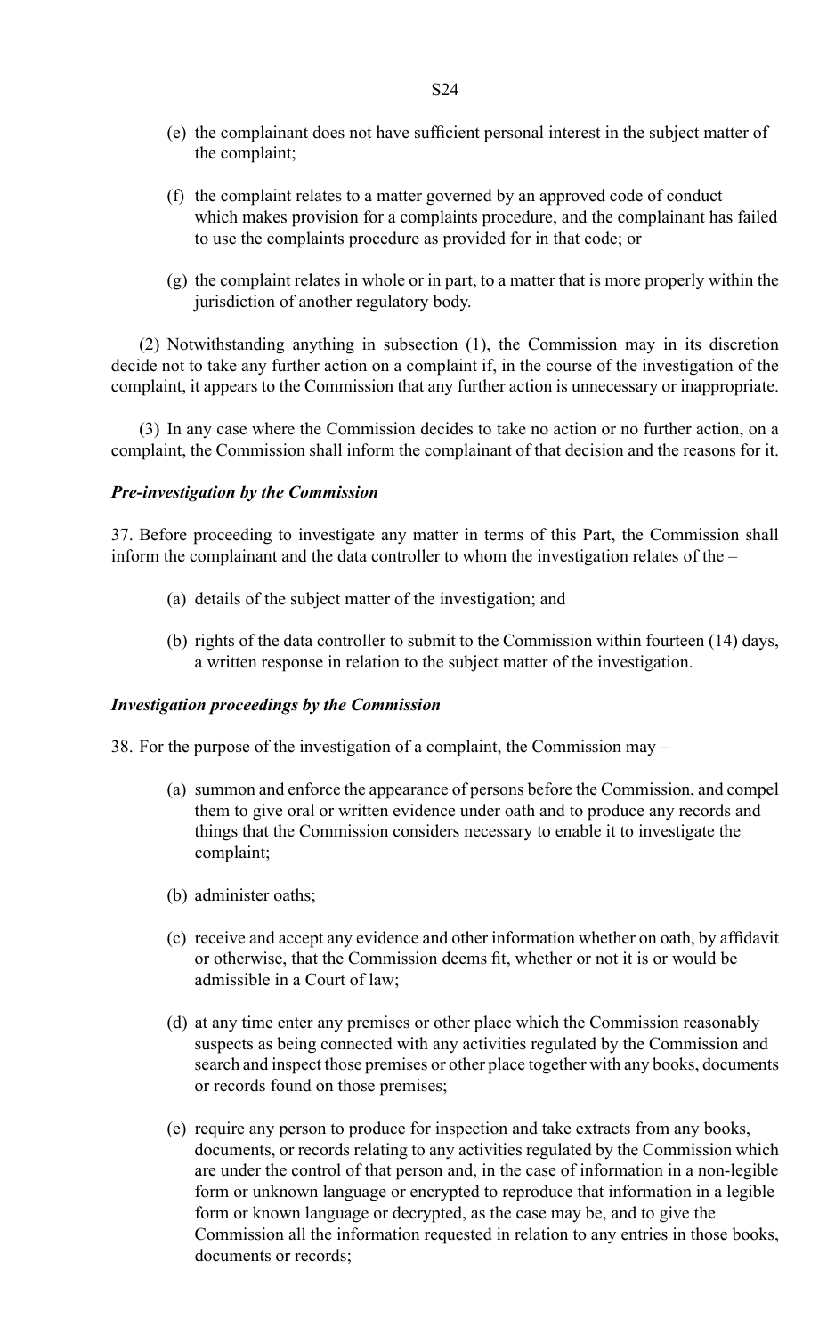(e) the complainant does not have sufficient personal interest in the subject matter of the complaint;

(f) the complaint relates to a matter governed by an approved code of conduct which makes provision for a complaints procedure, and the complainant has failed to use the complaints procedure as provided for in that code; or

(g) the complaint relates in whole or in part, to a matter that is more properly within the jurisdiction of another regulatory body.

(2) Notwithstanding anything in subsection (1), the Commission may in its discretion decide not to take any further action on a complaint if, in the course of the investigation of the complaint, it appears to the Commission that any further action is unnecessary or inappropriate.

(3) In any case where the Commission decides to take no action or no further action, on a complaint, the Commission shall inform the complainant of that decision and the reasons for it.

***Pre-investigation by the Commission***

37. Before proceeding to investigate any matter in terms of this Part, the Commission shall inform the complainant and the data controller to whom the investigation relates of the –

(a) details of the subject matter of the investigation; and

(b) rights of the data controller to submit to the Commission within fourteen (14) days, a written response in relation to the subject matter of the investigation.

***Investigation proceedings by the Commission***

38. For the purpose of the investigation of a complaint, the Commission may –

(a) summon and enforce the appearance of persons before the Commission, and compel them to give oral or written evidence under oath and to produce any records and things that the Commission considers necessary to enable it to investigate the complaint;

(b) administer oaths;

(c) receive and accept any evidence and other information whether on oath, by affidavit or otherwise, that the Commission deems fit, whether or not it is or would be admissible in a Court of law;

(d) at any time enter any premises or other place which the Commission reasonably suspects as being connected with any activities regulated by the Commission and search and inspect those premises or other place together with any books, documents or records found on those premises;

(e) require any person to produce for inspection and take extracts from any books, documents, or records relating to any activities regulated by the Commission which are under the control of that person and, in the case of information in a non-legible form or unknown language or encrypted to reproduce that information in a legible form or known language or decrypted, as the case may be, and to give the Commission all the information requested in relation to any entries in those books, documents or records;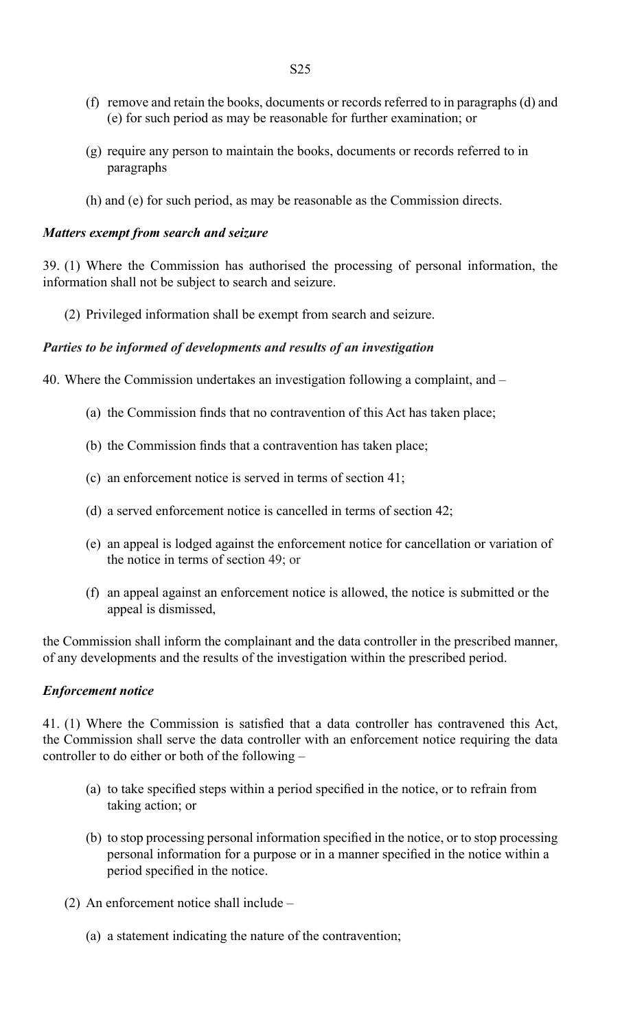(f) remove and retain the books, documents or records referred to in paragraphs (d) and (e) for such period as may be reasonable for further examination; or

(g) require any person to maintain the books, documents or records referred to in paragraphs

(h) and (e) for such period, as may be reasonable as the Commission directs.

***Matters exempt from search and seizure***

39. (1) Where the Commission has authorised the processing of personal information, the information shall not be subject to search and seizure.

(2) Privileged information shall be exempt from search and seizure.

***Parties to be informed of developments and results of an investigation***

40. Where the Commission undertakes an investigation following a complaint, and –

(a) the Commission finds that no contravention of this Act has taken place;

(b) the Commission finds that a contravention has taken place;

(c) an enforcement notice is served in terms of section 41;

(d) a served enforcement notice is cancelled in terms of section 42;

(e) an appeal is lodged against the enforcement notice for cancellation or variation of the notice in terms of section 49; or

(f) an appeal against an enforcement notice is allowed, the notice is submitted or the appeal is dismissed,

the Commission shall inform the complainant and the data controller in the prescribed manner, of any developments and the results of the investigation within the prescribed period.

***Enforcement notice***

41. (1) Where the Commission is satisfied that a data controller has contravened this Act, the Commission shall serve the data controller with an enforcement notice requiring the data controller to do either or both of the following –

(a) to take specified steps within a period specified in the notice, or to refrain from taking action; or

(b) to stop processing personal information specified in the notice, or to stop processing personal information for a purpose or in a manner specified in the notice within a period specified in the notice.

(2) An enforcement notice shall include –

(a) a statement indicating the nature of the contravention;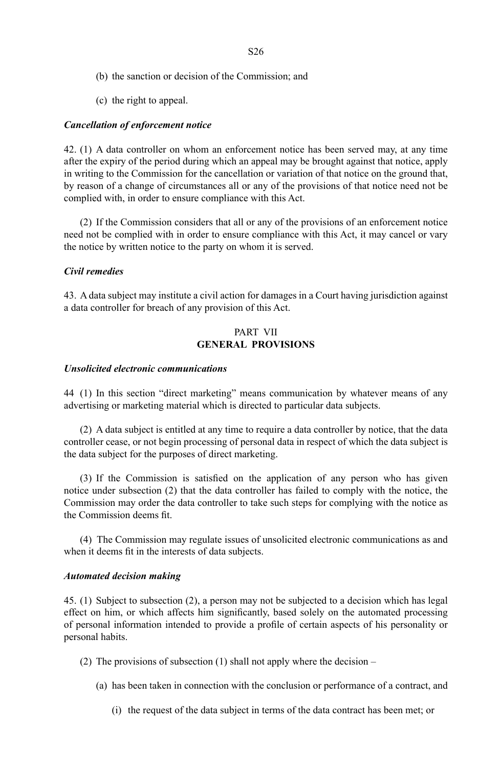(b) the sanction or decision of the Commission; and

(c) the right to appeal.

***Cancellation of enforcement notice***

42. (1) A data controller on whom an enforcement notice has been served may, at any time after the expiry of the period during which an appeal may be brought against that notice, apply in writing to the Commission for the cancellation or variation of that notice on the ground that, by reason of a change of circumstances all or any of the provisions of that notice need not be complied with, in order to ensure compliance with this Act.

(2) If the Commission considers that all or any of the provisions of an enforcement notice need not be complied with in order to ensure compliance with this Act, it may cancel or vary the notice by written notice to the party on whom it is served.

***Civil remedies***

43. A data subject may institute a civil action for damages in a Court having jurisdiction against a data controller for breach of any provision of this Act.

## PART VII
## GENERAL PROVISIONS

***Unsolicited electronic communications***

44 (1) In this section "direct marketing" means communication by whatever means of any advertising or marketing material which is directed to particular data subjects.

(2) A data subject is entitled at any time to require a data controller by notice, that the data controller cease, or not begin processing of personal data in respect of which the data subject is the data subject for the purposes of direct marketing.

(3) If the Commission is satisfied on the application of any person who has given notice under subsection (2) that the data controller has failed to comply with the notice, the Commission may order the data controller to take such steps for complying with the notice as the Commission deems fit.

(4) The Commission may regulate issues of unsolicited electronic communications as and when it deems fit in the interests of data subjects.

***Automated decision making***

45. (1) Subject to subsection (2), a person may not be subjected to a decision which has legal effect on him, or which affects him significantly, based solely on the automated processing of personal information intended to provide a profile of certain aspects of his personality or personal habits.

(2) The provisions of subsection (1) shall not apply where the decision –

(a) has been taken in connection with the conclusion or performance of a contract, and

(i) the request of the data subject in terms of the data contract has been met; or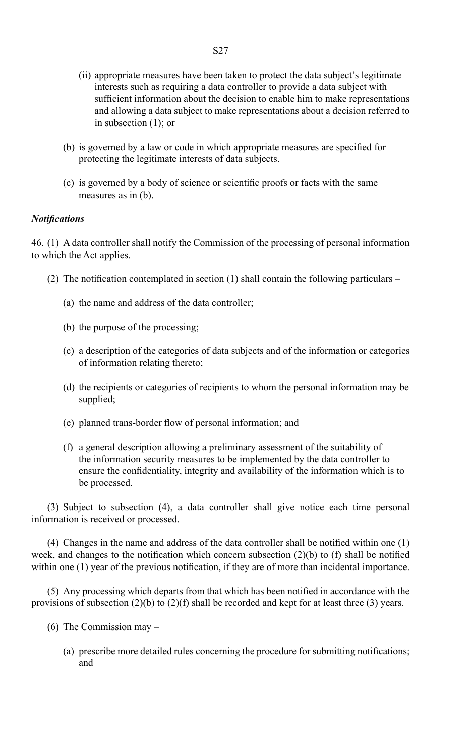(ii) appropriate measures have been taken to protect the data subject's legitimate interests such as requiring a data controller to provide a data subject with sufficient information about the decision to enable him to make representations and allowing a data subject to make representations about a decision referred to in subsection (1); or

(b) is governed by a law or code in which appropriate measures are specified for protecting the legitimate interests of data subjects.

(c) is governed by a body of science or scientific proofs or facts with the same measures as in (b).

***Notifications***

46. (1) A data controller shall notify the Commission of the processing of personal information to which the Act applies.

(2) The notification contemplated in section (1) shall contain the following particulars –

(a) the name and address of the data controller;

(b) the purpose of the processing;

(c) a description of the categories of data subjects and of the information or categories of information relating thereto;

(d) the recipients or categories of recipients to whom the personal information may be supplied;

(e) planned trans-border flow of personal information; and

(f) a general description allowing a preliminary assessment of the suitability of the information security measures to be implemented by the data controller to ensure the confidentiality, integrity and availability of the information which is to be processed.

(3) Subject to subsection (4), a data controller shall give notice each time personal information is received or processed.

(4) Changes in the name and address of the data controller shall be notified within one (1) week, and changes to the notification which concern subsection (2)(b) to (f) shall be notified within one (1) year of the previous notification, if they are of more than incidental importance.

(5) Any processing which departs from that which has been notified in accordance with the provisions of subsection (2)(b) to (2)(f) shall be recorded and kept for at least three (3) years.

(6) The Commission may –

(a) prescribe more detailed rules concerning the procedure for submitting notifications; and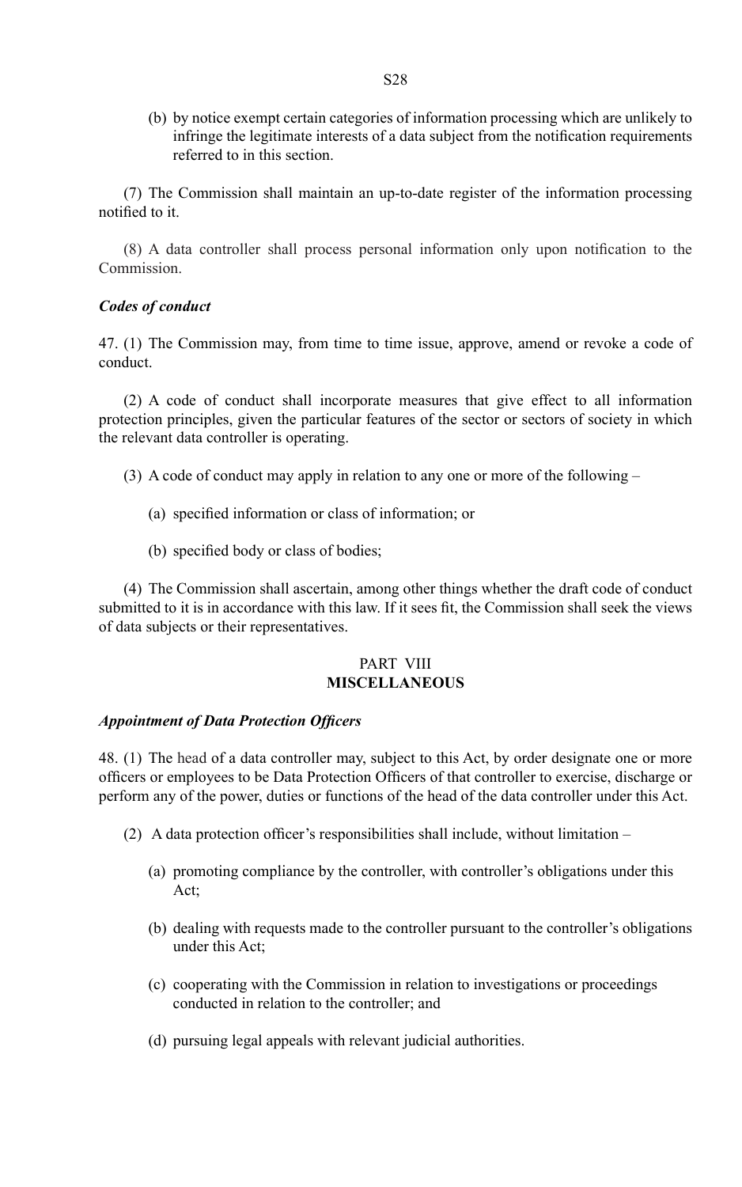(b) by notice exempt certain categories of information processing which are unlikely to infringe the legitimate interests of a data subject from the notification requirements referred to in this section.

(7) The Commission shall maintain an up-to-date register of the information processing notified to it.

(8) A data controller shall process personal information only upon notification to the Commission.

***Codes of conduct***

47. (1) The Commission may, from time to time issue, approve, amend or revoke a code of conduct.

(2) A code of conduct shall incorporate measures that give effect to all information protection principles, given the particular features of the sector or sectors of society in which the relevant data controller is operating.

(3) A code of conduct may apply in relation to any one or more of the following –

(a) specified information or class of information; or

(b) specified body or class of bodies;

(4) The Commission shall ascertain, among other things whether the draft code of conduct submitted to it is in accordance with this law. If it sees fit, the Commission shall seek the views of data subjects or their representatives.

## PART VIII
## MISCELLANEOUS

***Appointment of Data Protection Officers***

48. (1) The head of a data controller may, subject to this Act, by order designate one or more officers or employees to be Data Protection Officers of that controller to exercise, discharge or perform any of the power, duties or functions of the head of the data controller under this Act.

(2) A data protection officer's responsibilities shall include, without limitation –

(a) promoting compliance by the controller, with controller's obligations under this Act;

(b) dealing with requests made to the controller pursuant to the controller's obligations under this Act;

(c) cooperating with the Commission in relation to investigations or proceedings conducted in relation to the controller; and

(d) pursuing legal appeals with relevant judicial authorities.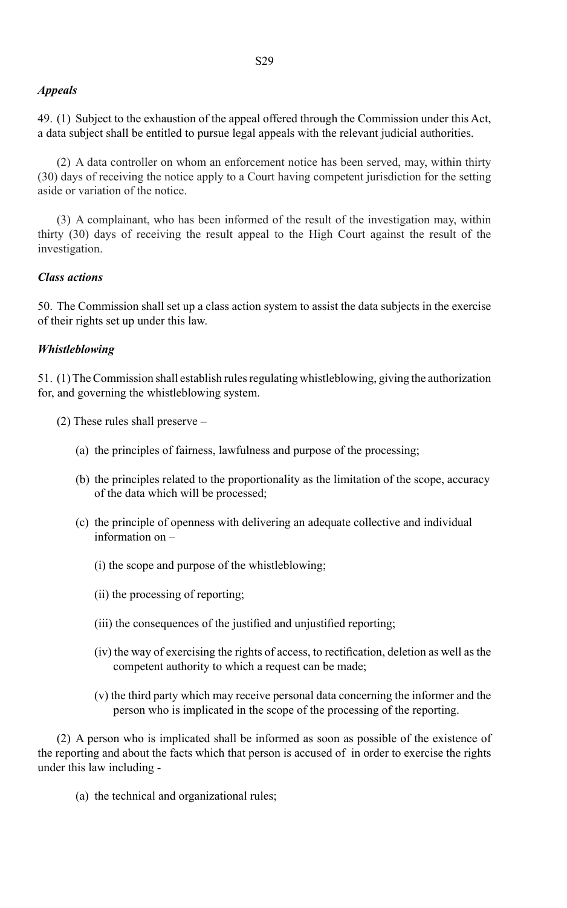***Appeals***

49. (1) Subject to the exhaustion of the appeal offered through the Commission under this Act, a data subject shall be entitled to pursue legal appeals with the relevant judicial authorities.

(2) A data controller on whom an enforcement notice has been served, may, within thirty (30) days of receiving the notice apply to a Court having competent jurisdiction for the setting aside or variation of the notice.

(3) A complainant, who has been informed of the result of the investigation may, within thirty (30) days of receiving the result appeal to the High Court against the result of the investigation.

***Class actions***

50. The Commission shall set up a class action system to assist the data subjects in the exercise of their rights set up under this law.

***Whistleblowing***

51. (1) The Commission shall establish rules regulating whistleblowing, giving the authorization for, and governing the whistleblowing system.

(2) These rules shall preserve –

(a) the principles of fairness, lawfulness and purpose of the processing;

(b) the principles related to the proportionality as the limitation of the scope, accuracy of the data which will be processed;

(c) the principle of openness with delivering an adequate collective and individual information on –

(i) the scope and purpose of the whistleblowing;

(ii) the processing of reporting;

(iii) the consequences of the justified and unjustified reporting;

(iv) the way of exercising the rights of access, to rectification, deletion as well as the competent authority to which a request can be made;

(v) the third party which may receive personal data concerning the informer and the person who is implicated in the scope of the processing of the reporting.

(2) A person who is implicated shall be informed as soon as possible of the existence of the reporting and about the facts which that person is accused of in order to exercise the rights under this law including -

(a) the technical and organizational rules;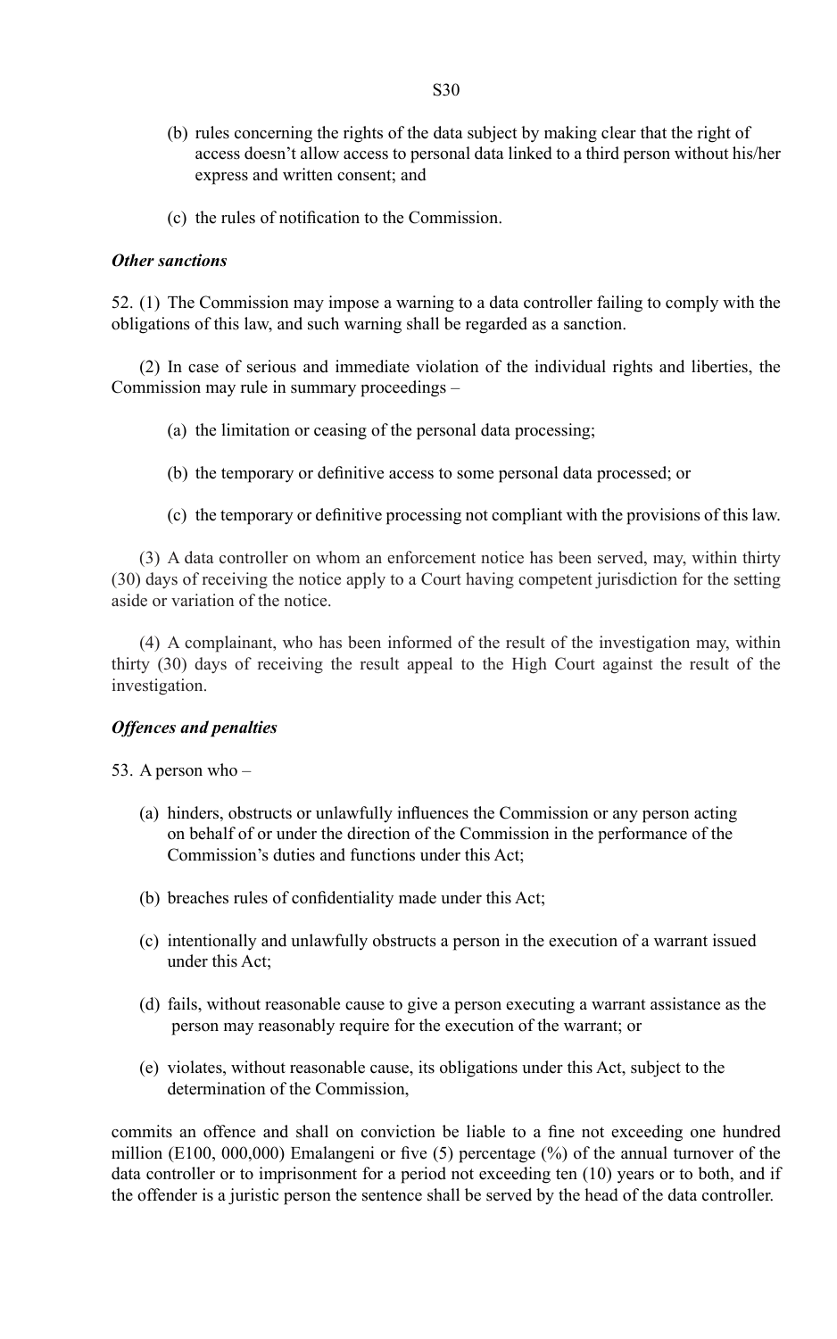(b) rules concerning the rights of the data subject by making clear that the right of access doesn't allow access to personal data linked to a third person without his/her express and written consent; and

(c) the rules of notification to the Commission.

***Other sanctions***

52. (1) The Commission may impose a warning to a data controller failing to comply with the obligations of this law, and such warning shall be regarded as a sanction.

(2) In case of serious and immediate violation of the individual rights and liberties, the Commission may rule in summary proceedings –

(a) the limitation or ceasing of the personal data processing;

(b) the temporary or definitive access to some personal data processed; or

(c) the temporary or definitive processing not compliant with the provisions of this law.

(3) A data controller on whom an enforcement notice has been served, may, within thirty (30) days of receiving the notice apply to a Court having competent jurisdiction for the setting aside or variation of the notice.

(4) A complainant, who has been informed of the result of the investigation may, within thirty (30) days of receiving the result appeal to the High Court against the result of the investigation.

***Offences and penalties***

53. A person who –

(a) hinders, obstructs or unlawfully influences the Commission or any person acting on behalf of or under the direction of the Commission in the performance of the Commission's duties and functions under this Act;

(b) breaches rules of confidentiality made under this Act;

(c) intentionally and unlawfully obstructs a person in the execution of a warrant issued under this Act;

(d) fails, without reasonable cause to give a person executing a warrant assistance as the person may reasonably require for the execution of the warrant; or

(e) violates, without reasonable cause, its obligations under this Act, subject to the determination of the Commission,

commits an offence and shall on conviction be liable to a fine not exceeding one hundred million (E100, 000,000) Emalangeni or five (5) percentage (%) of the annual turnover of the data controller or to imprisonment for a period not exceeding ten (10) years or to both, and if the offender is a juristic person the sentence shall be served by the head of the data controller.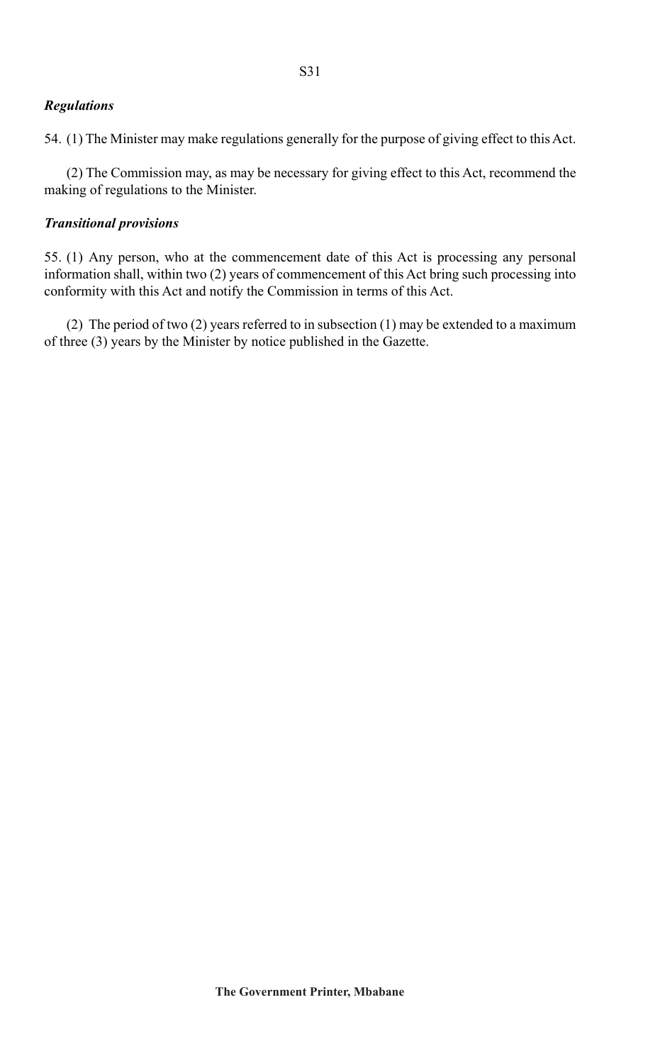***Regulations***

54. (1) The Minister may make regulations generally for the purpose of giving effect to this Act.

(2) The Commission may, as may be necessary for giving effect to this Act, recommend the making of regulations to the Minister.

***Transitional provisions***

55. (1) Any person, who at the commencement date of this Act is processing any personal information shall, within two (2) years of commencement of this Act bring such processing into conformity with this Act and notify the Commission in terms of this Act.

(2) The period of two (2) years referred to in subsection (1) may be extended to a maximum of three (3) years by the Minister by notice published in the Gazette.

**The Government Printer, Mbabane**